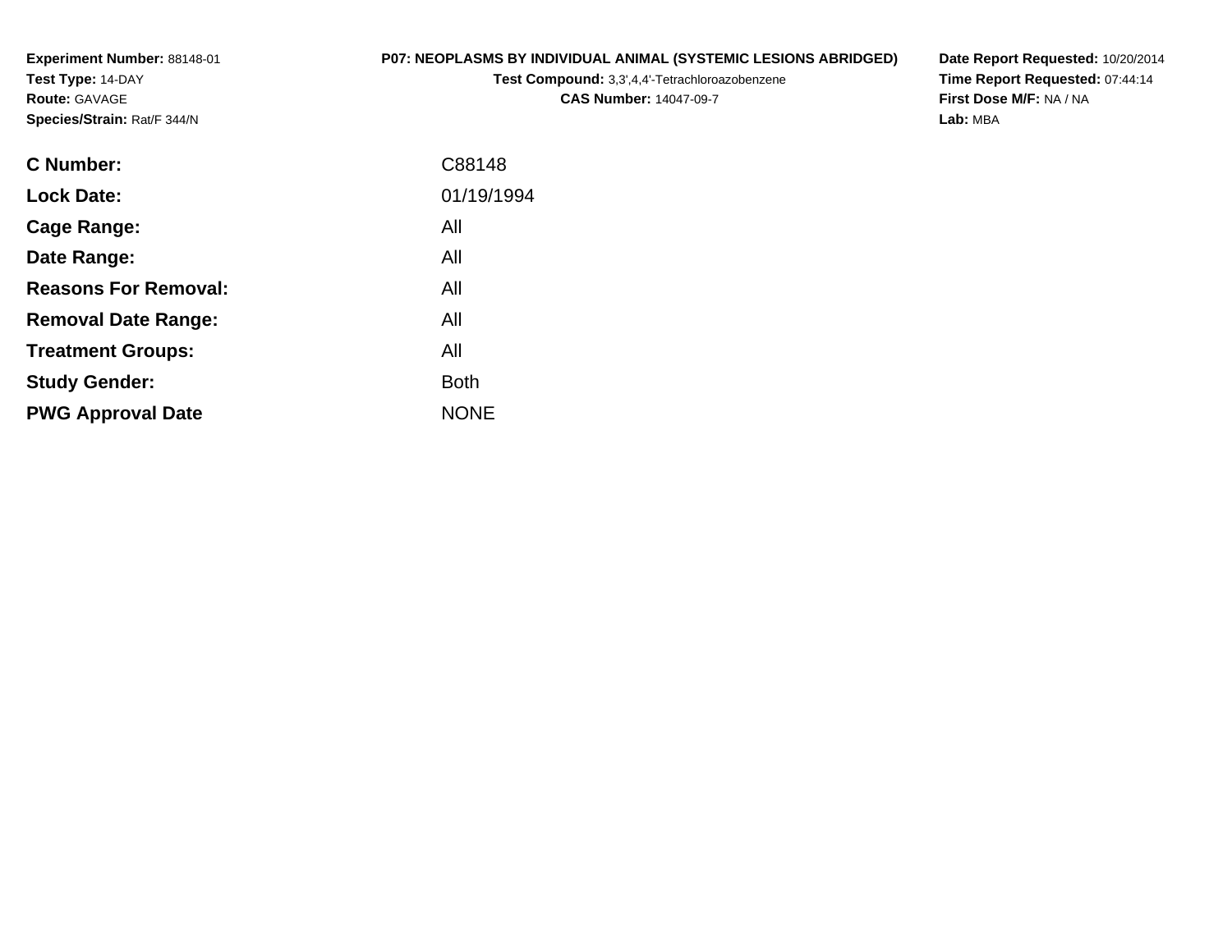**Experiment Number:** 88148-01
**Test Type:** 14-DAY
**Route:** GAVAGE
**Species/Strain:** Rat/F 344/N

**P07: NEOPLASMS BY INDIVIDUAL ANIMAL (SYSTEMIC LESIONS ABRIDGED)**
**Test Compound:** 3,3',4,4'-Tetrachloroazobenzene
**CAS Number:** 14047-09-7

**Date Report Requested:** 10/20/2014
**Time Report Requested:** 07:44:14
**First Dose M/F:** NA / NA
**Lab:** MBA

| | |
|---|---|
| **C Number:** | C88148 |
| **Lock Date:** | 01/19/1994 |
| **Cage Range:** | All |
| **Date Range:** | All |
| **Reasons For Removal:** | All |
| **Removal Date Range:** | All |
| **Treatment Groups:** | All |
| **Study Gender:** | Both |
| **PWG Approval Date** | NONE |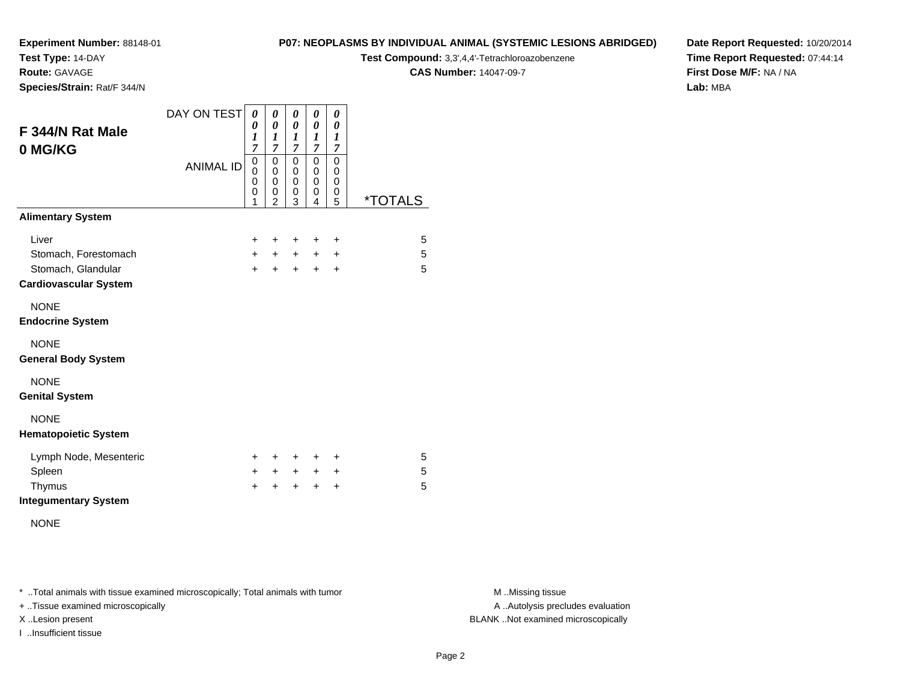**Experiment Number:** 88148-01
**Test Type:** 14-DAY
**Route:** GAVAGE
**Species/Strain:** Rat/F 344/N

**P07: NEOPLASMS BY INDIVIDUAL ANIMAL (SYSTEMIC LESIONS ABRIDGED)**
**Test Compound:** 3,3',4,4'-Tetrachloroazobenzene
**CAS Number:** 14047-09-7

**Date Report Requested:** 10/20/2014
**Time Report Requested:** 07:44:14
**First Dose M/F:** NA / NA
**Lab:** MBA

## F 344/N Rat Male 0 MG/KG

| DAY ON TEST | 0017 | 0017 | 0017 | 0017 | 0017 | |
|---|---|---|---|---|---|---|
| ANIMAL ID | 00001 | 00002 | 00003 | 00004 | 00005 | *TOTALS |
| **Alimentary System** | | | | | | |
| Liver | + | + | + | + | + | 5 |
| Stomach, Forestomach | + | + | + | + | + | 5 |
| Stomach, Glandular | + | + | + | + | + | 5 |
| **Cardiovascular System** | | | | | | |
| NONE | | | | | | |
| **Endocrine System** | | | | | | |
| NONE | | | | | | |
| **General Body System** | | | | | | |
| NONE | | | | | | |
| **Genital System** | | | | | | |
| NONE | | | | | | |
| **Hematopoietic System** | | | | | | |
| Lymph Node, Mesenteric | + | + | + | + | + | 5 |
| Spleen | + | + | + | + | + | 5 |
| Thymus | + | + | + | + | + | 5 |
| **Integumentary System** | | | | | | |
| NONE | | | | | | |

* ..Total animals with tissue examined microscopically; Total animals with tumor
+ ..Tissue examined microscopically
X ..Lesion present
I ..Insufficient tissue

M ..Missing tissue
A ..Autolysis precludes evaluation
BLANK ..Not examined microscopically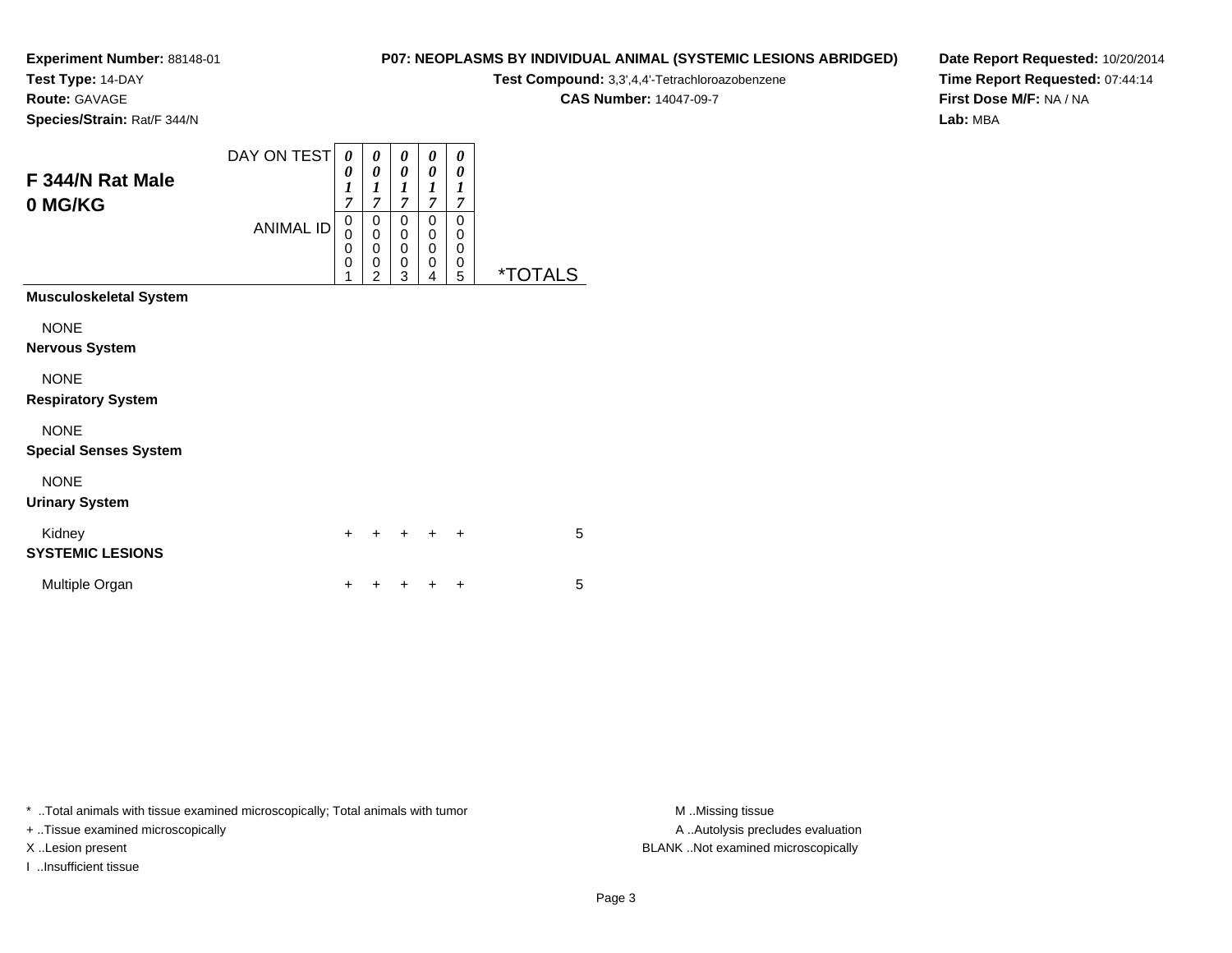**Experiment Number:** 88148-01
**Test Type:** 14-DAY
**Route:** GAVAGE
**Species/Strain:** Rat/F 344/N

**P07: NEOPLASMS BY INDIVIDUAL ANIMAL (SYSTEMIC LESIONS ABRIDGED)**
**Test Compound:** 3,3',4,4'-Tetrachloroazobenzene
**CAS Number:** 14047-09-7

**Date Report Requested:** 10/20/2014
**Time Report Requested:** 07:44:14
**First Dose M/F:** NA / NA
**Lab:** MBA

## F 344/N Rat Male 0 MG/KG

| DAY ON TEST | 0017 | 0017 | 0017 | 0017 | 0017 | |
|---|---|---|---|---|---|---|
| ANIMAL ID | 00001 | 00002 | 00003 | 00004 | 00005 | *TOTALS |
| **Musculoskeletal System** | | | | | | |
| NONE | | | | | | |
| **Nervous System** | | | | | | |
| NONE | | | | | | |
| **Respiratory System** | | | | | | |
| NONE | | | | | | |
| **Special Senses System** | | | | | | |
| NONE | | | | | | |
| **Urinary System** | | | | | | |
| Kidney | + | + | + | + | + | 5 |
| **SYSTEMIC LESIONS** | | | | | | |
| Multiple Organ | + | + | + | + | + | 5 |

* ..Total animals with tissue examined microscopically; Total animals with tumor
+ ..Tissue examined microscopically
X ..Lesion present
I ..Insufficient tissue

M ..Missing tissue
A ..Autolysis precludes evaluation
BLANK ..Not examined microscopically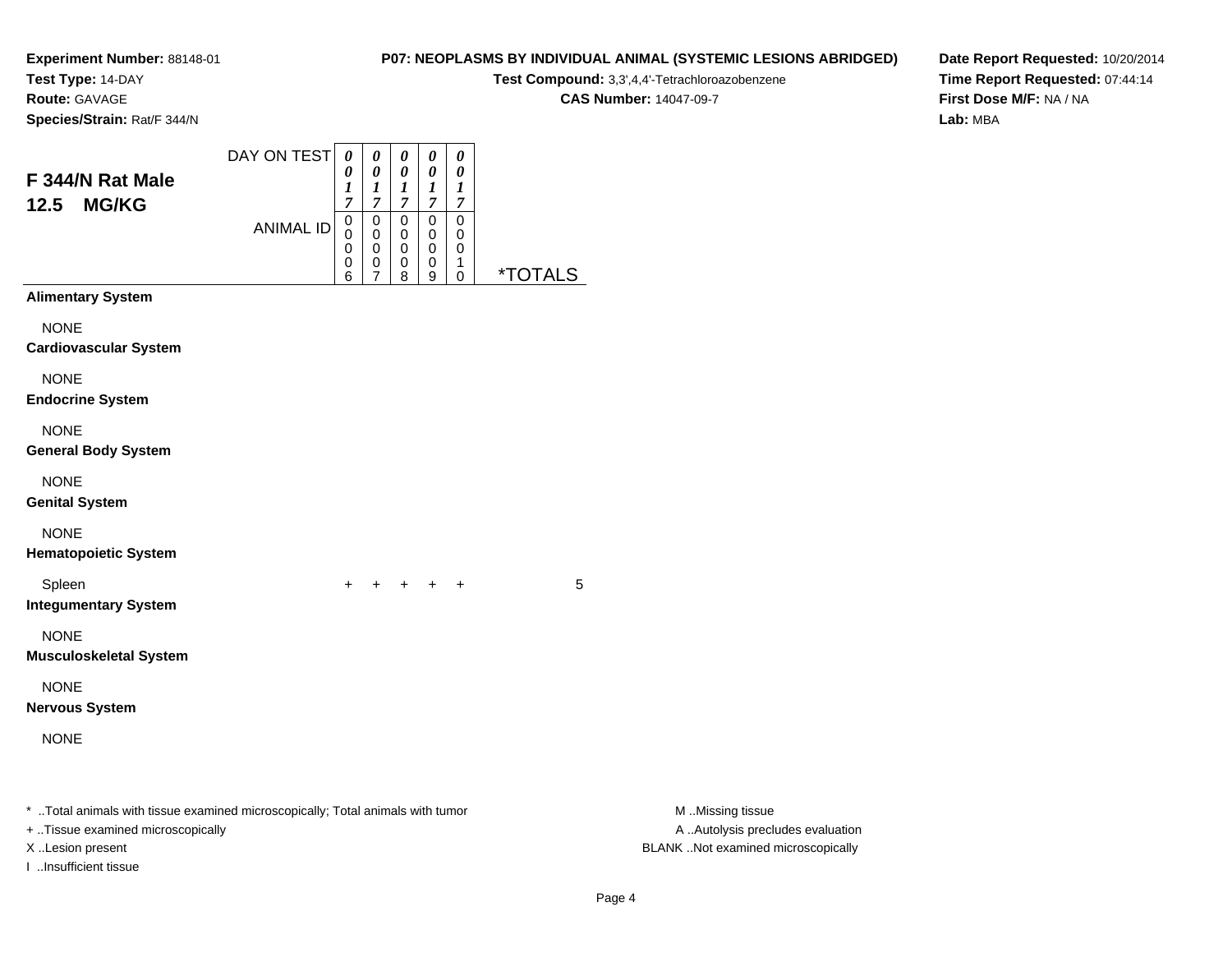**Experiment Number:** 88148-01
**Test Type:** 14-DAY
**Route:** GAVAGE
**Species/Strain:** Rat/F 344/N

**P07: NEOPLASMS BY INDIVIDUAL ANIMAL (SYSTEMIC LESIONS ABRIDGED)**
**Test Compound:** 3,3',4,4'-Tetrachloroazobenzene
**CAS Number:** 14047-09-7

**Date Report Requested:** 10/20/2014
**Time Report Requested:** 07:44:14
**First Dose M/F:** NA / NA
**Lab:** MBA

## F 344/N Rat Male 12.5 MG/KG

| DAY ON TEST | 0017 | 0017 | 0017 | 0017 | 0017 | |
|---|---|---|---|---|---|---|
| ANIMAL ID | 00006 | 00007 | 00008 | 00009 | 00010 | *TOTALS |
| **Alimentary System** | | | | | | |
| NONE | | | | | | |
| **Cardiovascular System** | | | | | | |
| NONE | | | | | | |
| **Endocrine System** | | | | | | |
| NONE | | | | | | |
| **General Body System** | | | | | | |
| NONE | | | | | | |
| **Genital System** | | | | | | |
| NONE | | | | | | |
| **Hematopoietic System** | | | | | | |
| Spleen | + | + | + | + | + | 5 |
| **Integumentary System** | | | | | | |
| NONE | | | | | | |
| **Musculoskeletal System** | | | | | | |
| NONE | | | | | | |
| **Nervous System** | | | | | | |
| NONE | | | | | | |

\* ..Total animals with tissue examined microscopically; Total animals with tumor
\+ ..Tissue examined microscopically
X ..Lesion present
I ..Insufficient tissue

M ..Missing tissue
A ..Autolysis precludes evaluation
BLANK ..Not examined microscopically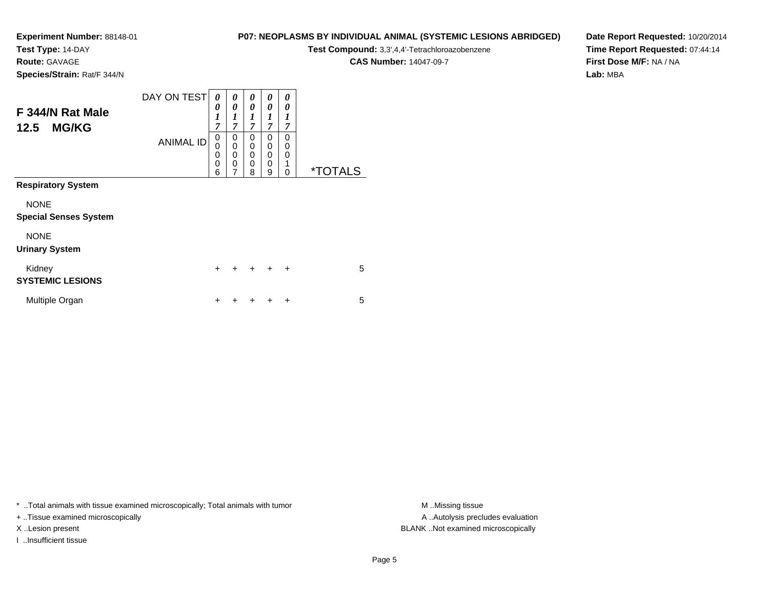**Experiment Number:** 88148-01
**Test Type:** 14-DAY
**Route:** GAVAGE
**Species/Strain:** Rat/F 344/N

**P07: NEOPLASMS BY INDIVIDUAL ANIMAL (SYSTEMIC LESIONS ABRIDGED)**
**Test Compound:** 3,3',4,4'-Tetrachloroazobenzene
**CAS Number:** 14047-09-7

**Date Report Requested:** 10/20/2014
**Time Report Requested:** 07:44:14
**First Dose M/F:** NA / NA
**Lab:** MBA

## F 344/N Rat Male
## 12.5 MG/KG

| DAY ON TEST | 0017 | 0017 | 0017 | 0017 | 0017 | |
|---|---|---|---|---|---|---|
| **ANIMAL ID** | 00006 | 00007 | 00008 | 00009 | 00010 | ***TOTALS** |
| **Respiratory System** | | | | | | |
| NONE | | | | | | |
| **Special Senses System** | | | | | | |
| NONE | | | | | | |
| **Urinary System** | | | | | | |
| Kidney | + | + | + | + | + | 5 |
| **SYSTEMIC LESIONS** | | | | | | |
| Multiple Organ | + | + | + | + | + | 5 |

\* ..Total animals with tissue examined microscopically; Total animals with tumor
+ ..Tissue examined microscopically
X ..Lesion present
I ..Insufficient tissue

M ..Missing tissue
A ..Autolysis precludes evaluation
BLANK ..Not examined microscopically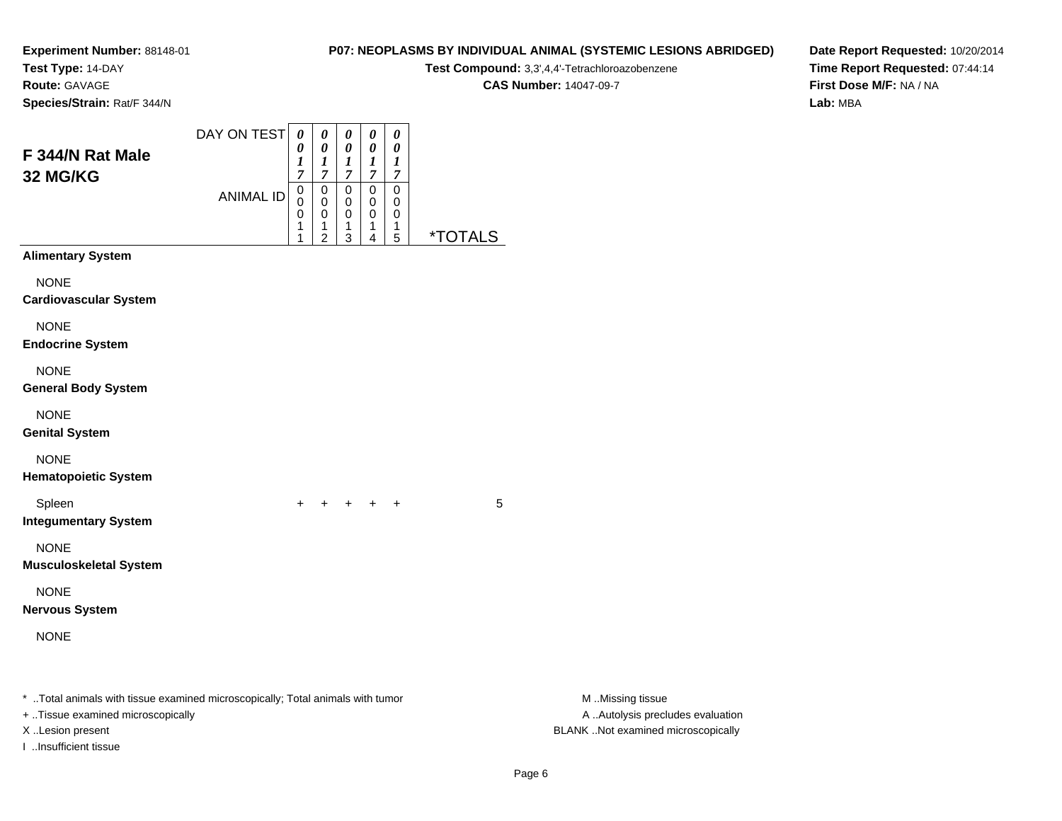**Experiment Number:** 88148-01
**Test Type:** 14-DAY
**Route:** GAVAGE
**Species/Strain:** Rat/F 344/N

**P07: NEOPLASMS BY INDIVIDUAL ANIMAL (SYSTEMIC LESIONS ABRIDGED)**
**Test Compound:** 3,3',4,4'-Tetrachloroazobenzene
**CAS Number:** 14047-09-7

**Date Report Requested:** 10/20/2014
**Time Report Requested:** 07:44:14
**First Dose M/F:** NA / NA
**Lab:** MBA

## F 344/N Rat Male 32 MG/KG

| DAY ON TEST | 0017 | 0017 | 0017 | 0017 | 0017 | |
|---|---|---|---|---|---|---|
| ANIMAL ID | 00011 | 00012 | 00013 | 00014 | 00015 | *TOTALS |
| **Alimentary System** | | | | | | |
| NONE | | | | | | |
| **Cardiovascular System** | | | | | | |
| NONE | | | | | | |
| **Endocrine System** | | | | | | |
| NONE | | | | | | |
| **General Body System** | | | | | | |
| NONE | | | | | | |
| **Genital System** | | | | | | |
| NONE | | | | | | |
| **Hematopoietic System** | | | | | | |
| Spleen | + | + | + | + | + | 5 |
| **Integumentary System** | | | | | | |
| NONE | | | | | | |
| **Musculoskeletal System** | | | | | | |
| NONE | | | | | | |
| **Nervous System** | | | | | | |
| NONE | | | | | | |

* ..Total animals with tissue examined microscopically; Total animals with tumor
+ ..Tissue examined microscopically
X ..Lesion present
I ..Insufficient tissue

M ..Missing tissue
A ..Autolysis precludes evaluation
BLANK ..Not examined microscopically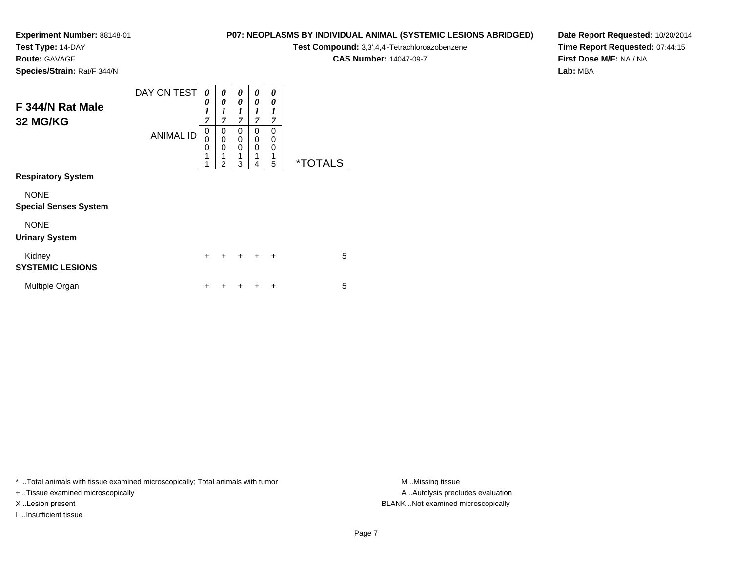**Experiment Number:** 88148-01
**Test Type:** 14-DAY
**Route:** GAVAGE
**Species/Strain:** Rat/F 344/N

**P07: NEOPLASMS BY INDIVIDUAL ANIMAL (SYSTEMIC LESIONS ABRIDGED)**
**Test Compound:** 3,3',4,4'-Tetrachloroazobenzene
**CAS Number:** 14047-09-7

**Date Report Requested:** 10/20/2014
**Time Report Requested:** 07:44:15
**First Dose M/F:** NA / NA
**Lab:** MBA

## F 344/N Rat Male
## 32 MG/KG

| DAY ON TEST | 0017 | 0017 | 0017 | 0017 | 0017 | |
|---|---|---|---|---|---|---|
| ANIMAL ID | 00011 | 00012 | 00013 | 00014 | 00015 | *TOTALS |
| **Respiratory System** | | | | | | |
| NONE | | | | | | |
| **Special Senses System** | | | | | | |
| NONE | | | | | | |
| **Urinary System** | | | | | | |
| Kidney | + | + | + | + | + | 5 |
| **SYSTEMIC LESIONS** | | | | | | |
| Multiple Organ | + | + | + | + | + | 5 |

* ..Total animals with tissue examined microscopically; Total animals with tumor
+ ..Tissue examined microscopically
X ..Lesion present
I ..Insufficient tissue

M ..Missing tissue
A ..Autolysis precludes evaluation
BLANK ..Not examined microscopically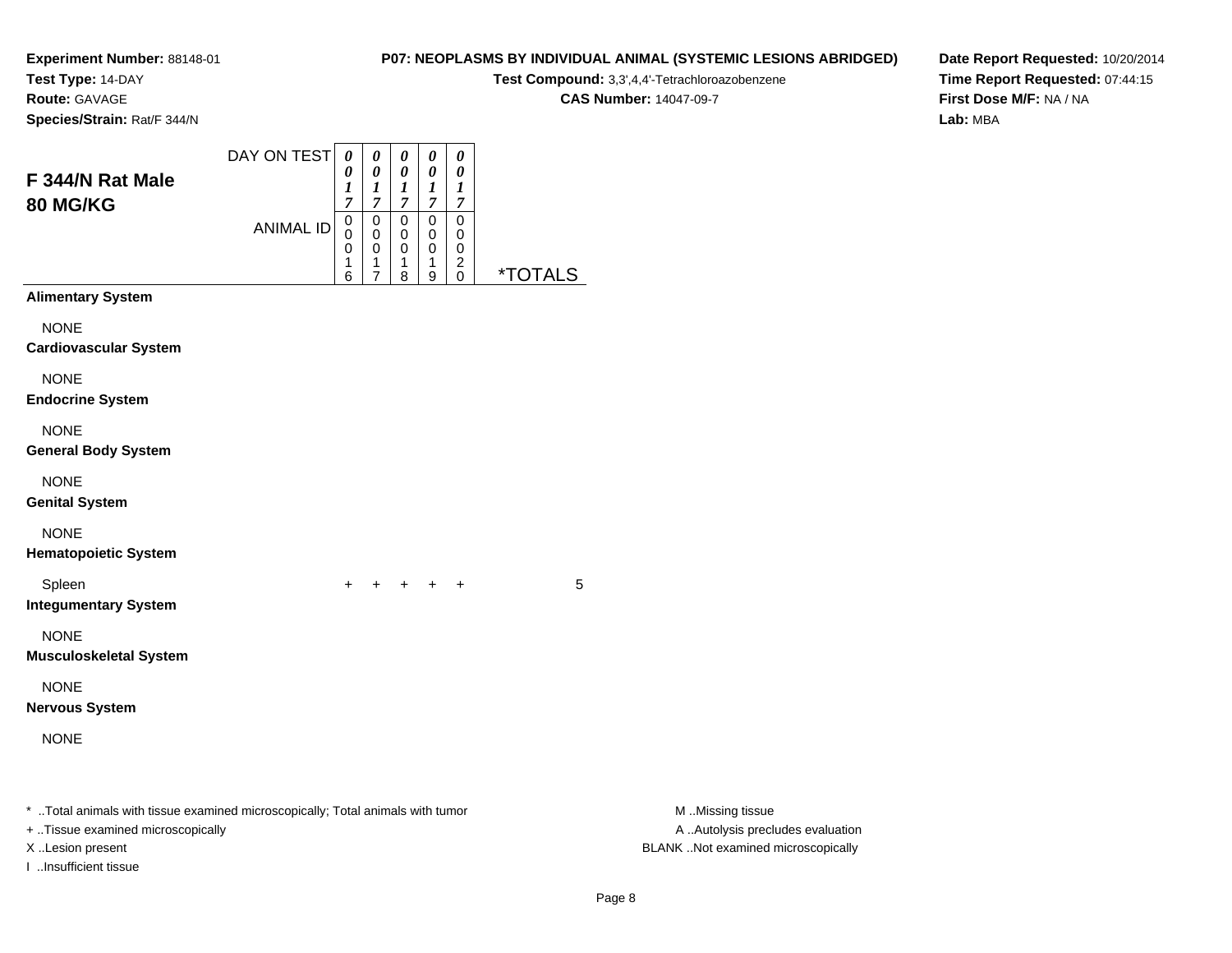**Experiment Number:** 88148-01
**Test Type:** 14-DAY
**Route:** GAVAGE
**Species/Strain:** Rat/F 344/N

**P07: NEOPLASMS BY INDIVIDUAL ANIMAL (SYSTEMIC LESIONS ABRIDGED)**
**Test Compound:** 3,3',4,4'-Tetrachloroazobenzene
**CAS Number:** 14047-09-7

**Date Report Requested:** 10/20/2014
**Time Report Requested:** 07:44:15
**First Dose M/F:** NA / NA
**Lab:** MBA

## F 344/N Rat Male 80 MG/KG

| DAY ON TEST | 0017 | 0017 | 0017 | 0017 | 0017 | |
|---|---|---|---|---|---|---|
| ANIMAL ID | 00016 | 00017 | 00018 | 00019 | 00020 | *TOTALS |
| **Alimentary System** | | | | | | |
| NONE | | | | | | |
| **Cardiovascular System** | | | | | | |
| NONE | | | | | | |
| **Endocrine System** | | | | | | |
| NONE | | | | | | |
| **General Body System** | | | | | | |
| NONE | | | | | | |
| **Genital System** | | | | | | |
| NONE | | | | | | |
| **Hematopoietic System** | | | | | | |
| Spleen | + | + | + | + | + | 5 |
| **Integumentary System** | | | | | | |
| NONE | | | | | | |
| **Musculoskeletal System** | | | | | | |
| NONE | | | | | | |
| **Nervous System** | | | | | | |
| NONE | | | | | | |

* ..Total animals with tissue examined microscopically; Total animals with tumor
+ ..Tissue examined microscopically
X ..Lesion present
I ..Insufficient tissue

M ..Missing tissue
A ..Autolysis precludes evaluation
BLANK ..Not examined microscopically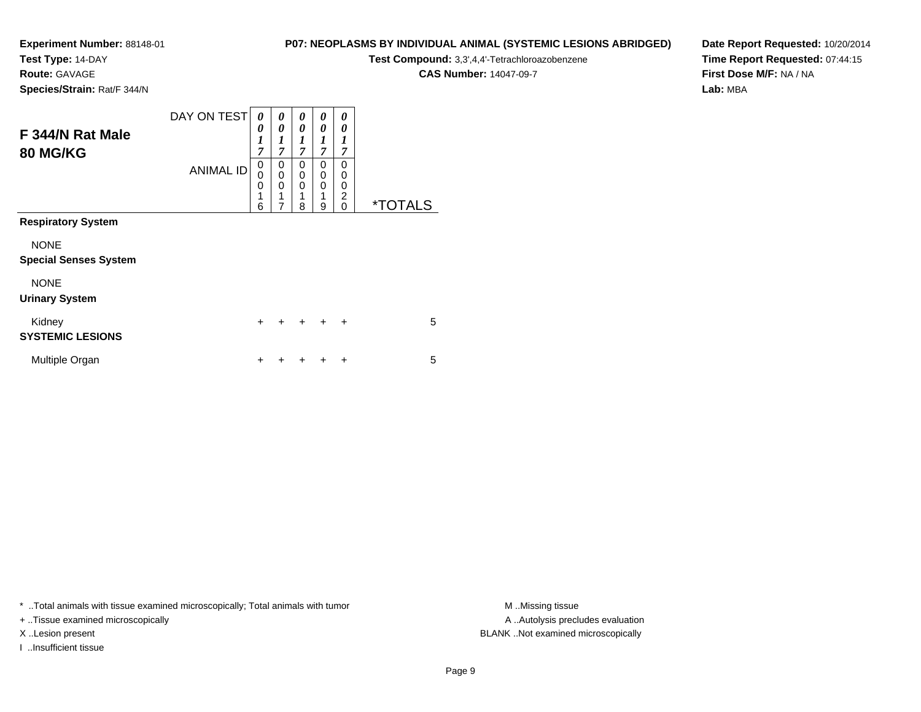**Experiment Number:** 88148-01
**Test Type:** 14-DAY
**Route:** GAVAGE
**Species/Strain:** Rat/F 344/N

**P07: NEOPLASMS BY INDIVIDUAL ANIMAL (SYSTEMIC LESIONS ABRIDGED)**
**Test Compound:** 3,3',4,4'-Tetrachloroazobenzene
**CAS Number:** 14047-09-7

**Date Report Requested:** 10/20/2014
**Time Report Requested:** 07:44:15
**First Dose M/F:** NA / NA
**Lab:** MBA

## F 344/N Rat Male 80 MG/KG

| DAY ON TEST | 0017 | 0017 | 0017 | 0017 | 0017 | |
|---|---|---|---|---|---|---|
| ANIMAL ID | 00016 | 00017 | 00018 | 00019 | 00020 | *TOTALS |
| **Respiratory System** | | | | | | |
| NONE | | | | | | |
| **Special Senses System** | | | | | | |
| NONE | | | | | | |
| **Urinary System** | | | | | | |
| Kidney | + | + | + | + | + | 5 |
| **SYSTEMIC LESIONS** | | | | | | |
| Multiple Organ | + | + | + | + | + | 5 |

* ..Total animals with tissue examined microscopically; Total animals with tumor
+ ..Tissue examined microscopically
X ..Lesion present
I ..Insufficient tissue

M ..Missing tissue
A ..Autolysis precludes evaluation
BLANK ..Not examined microscopically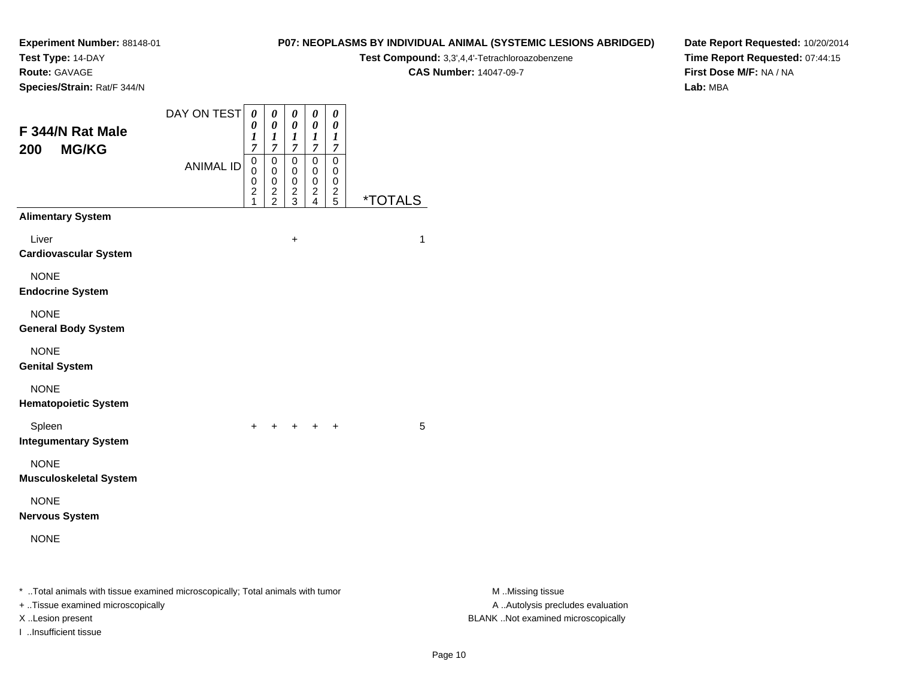**Experiment Number:** 88148-01
**Test Type:** 14-DAY
**Route:** GAVAGE
**Species/Strain:** Rat/F 344/N

**P07: NEOPLASMS BY INDIVIDUAL ANIMAL (SYSTEMIC LESIONS ABRIDGED)**
**Test Compound:** 3,3',4,4'-Tetrachloroazobenzene
**CAS Number:** 14047-09-7

**Date Report Requested:** 10/20/2014
**Time Report Requested:** 07:44:15
**First Dose M/F:** NA / NA
**Lab:** MBA

## F 344/N Rat Male
## 200 MG/KG

| DAY ON TEST | 0017 | 0017 | 0017 | 0017 | 0017 | |
|---|---|---|---|---|---|---|
| ANIMAL ID | 00021 | 00022 | 00023 | 00024 | 00025 | *TOTALS |
| **Alimentary System** | | | | | | |
| Liver | | | + | | | 1 |
| **Cardiovascular System** | | | | | | |
| NONE | | | | | | |
| **Endocrine System** | | | | | | |
| NONE | | | | | | |
| **General Body System** | | | | | | |
| NONE | | | | | | |
| **Genital System** | | | | | | |
| NONE | | | | | | |
| **Hematopoietic System** | | | | | | |
| Spleen | + | + | + | + | + | 5 |
| **Integumentary System** | | | | | | |
| NONE | | | | | | |
| **Musculoskeletal System** | | | | | | |
| NONE | | | | | | |
| **Nervous System** | | | | | | |
| NONE | | | | | | |

* ..Total animals with tissue examined microscopically; Total animals with tumor
+ ..Tissue examined microscopically
X ..Lesion present
I ..Insufficient tissue

M ..Missing tissue
A ..Autolysis precludes evaluation
BLANK ..Not examined microscopically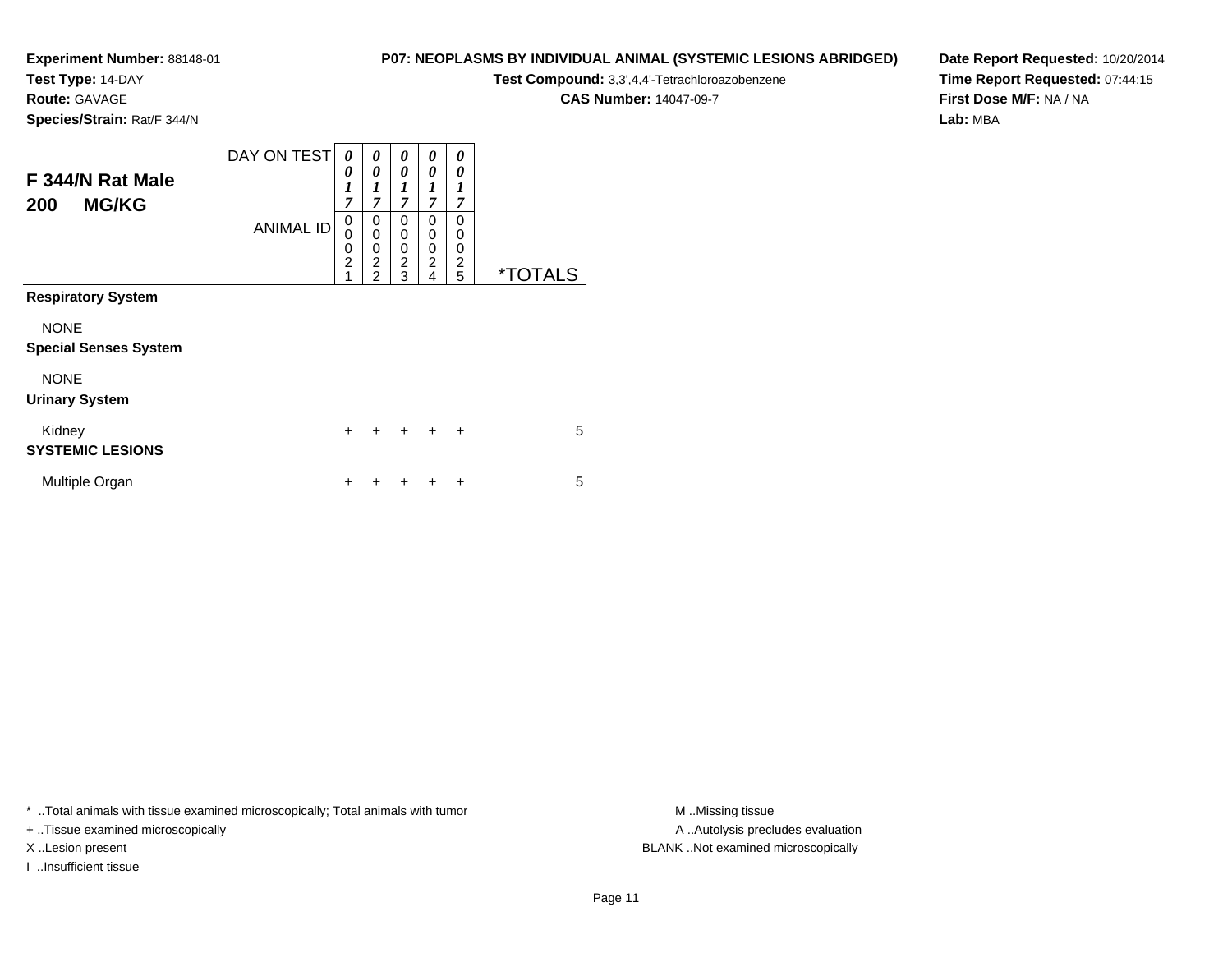**Experiment Number:** 88148-01
**Test Type:** 14-DAY
**Route:** GAVAGE
**Species/Strain:** Rat/F 344/N

**P07: NEOPLASMS BY INDIVIDUAL ANIMAL (SYSTEMIC LESIONS ABRIDGED)**
**Test Compound:** 3,3',4,4'-Tetrachloroazobenzene
**CAS Number:** 14047-09-7

**Date Report Requested:** 10/20/2014
**Time Report Requested:** 07:44:15
**First Dose M/F:** NA / NA
**Lab:** MBA

## F 344/N Rat Male 200 MG/KG

| DAY ON TEST | 0017 | 0017 | 0017 | 0017 | 0017 | |
|---|---|---|---|---|---|---|
| **ANIMAL ID** | 00021 | 00022 | 00023 | 00024 | 00025 | ***TOTALS** |
| **Respiratory System** | | | | | | |
| NONE | | | | | | |
| **Special Senses System** | | | | | | |
| NONE | | | | | | |
| **Urinary System** | | | | | | |
| Kidney | + | + | + | + | + | 5 |
| **SYSTEMIC LESIONS** | | | | | | |
| Multiple Organ | + | + | + | + | + | 5 |

* ..Total animals with tissue examined microscopically; Total animals with tumor
+ ..Tissue examined microscopically
X ..Lesion present
I ..Insufficient tissue

M ..Missing tissue
A ..Autolysis precludes evaluation
BLANK ..Not examined microscopically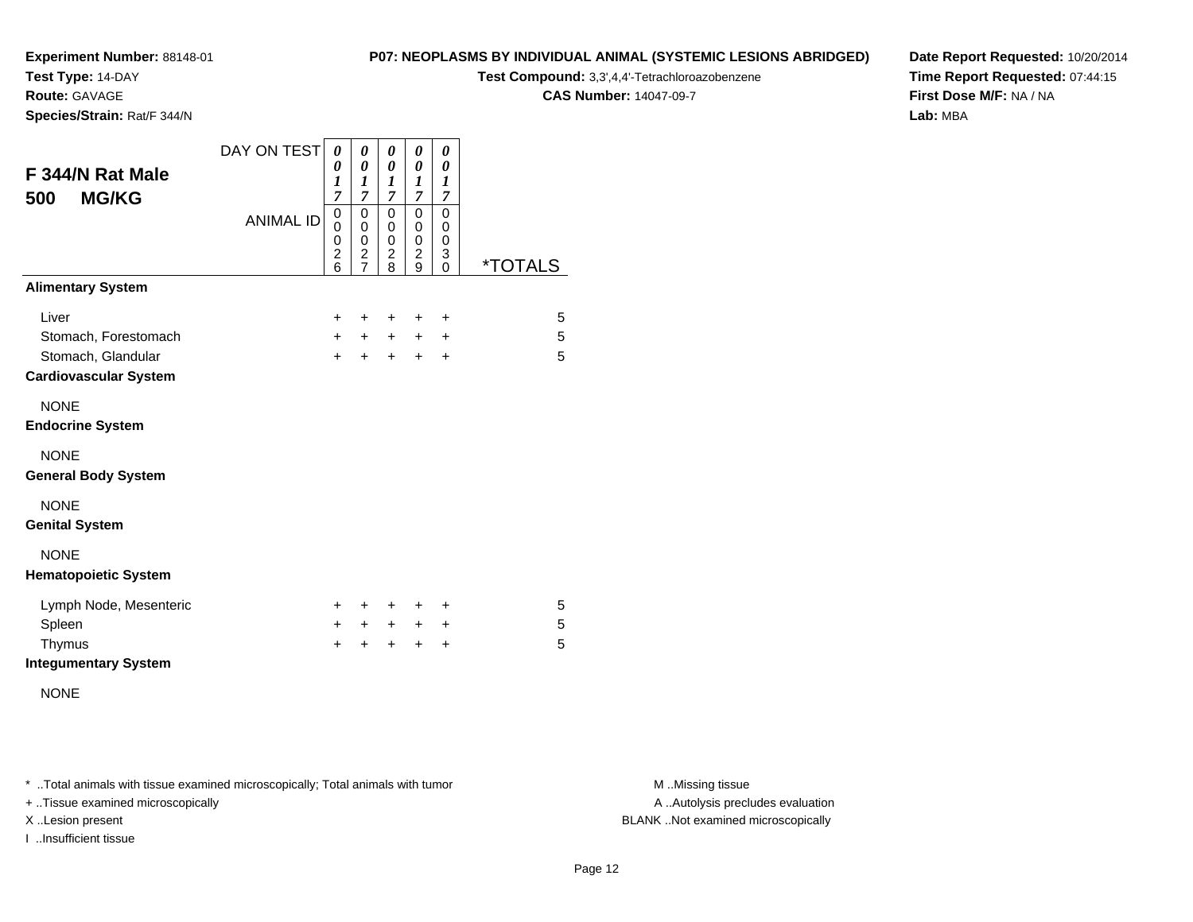**Experiment Number:** 88148-01
**Test Type:** 14-DAY
**Route:** GAVAGE
**Species/Strain:** Rat/F 344/N

**P07: NEOPLASMS BY INDIVIDUAL ANIMAL (SYSTEMIC LESIONS ABRIDGED)**
**Test Compound:** 3,3',4,4'-Tetrachloroazobenzene
**CAS Number:** 14047-09-7

**Date Report Requested:** 10/20/2014
**Time Report Requested:** 07:44:15
**First Dose M/F:** NA / NA
**Lab:** MBA

## F 344/N Rat Male
## 500 MG/KG

| DAY ON TEST | 0017 | 0017 | 0017 | 0017 | 0017 | |
|---|---|---|---|---|---|---|
| ANIMAL ID | 00026 | 00027 | 00028 | 00029 | 00030 | *TOTALS |
| **Alimentary System** | | | | | | |
| Liver | + | + | + | + | + | 5 |
| Stomach, Forestomach | + | + | + | + | + | 5 |
| Stomach, Glandular | + | + | + | + | + | 5 |
| **Cardiovascular System** | | | | | | |
| NONE | | | | | | |
| **Endocrine System** | | | | | | |
| NONE | | | | | | |
| **General Body System** | | | | | | |
| NONE | | | | | | |
| **Genital System** | | | | | | |
| NONE | | | | | | |
| **Hematopoietic System** | | | | | | |
| Lymph Node, Mesenteric | + | + | + | + | + | 5 |
| Spleen | + | + | + | + | + | 5 |
| Thymus | + | + | + | + | + | 5 |
| **Integumentary System** | | | | | | |
| NONE | | | | | | |

* ..Total animals with tissue examined microscopically; Total animals with tumor
+ ..Tissue examined microscopically
X ..Lesion present
I ..Insufficient tissue

M ..Missing tissue
A ..Autolysis precludes evaluation
BLANK ..Not examined microscopically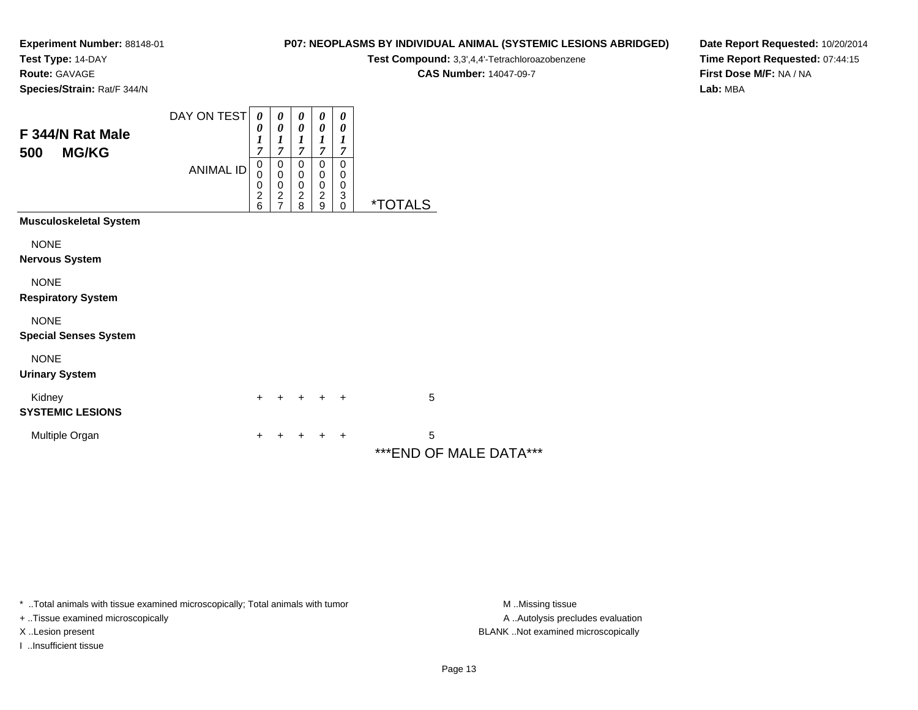**Experiment Number:** 88148-01
**Test Type:** 14-DAY
**Route:** GAVAGE
**Species/Strain:** Rat/F 344/N

**P07: NEOPLASMS BY INDIVIDUAL ANIMAL (SYSTEMIC LESIONS ABRIDGED)**
**Test Compound:** 3,3',4,4'-Tetrachloroazobenzene
**CAS Number:** 14047-09-7

**Date Report Requested:** 10/20/2014
**Time Report Requested:** 07:44:15
**First Dose M/F:** NA / NA
**Lab:** MBA

## F 344/N Rat Male
## 500 MG/KG

| DAY ON TEST | 0017 | 0017 | 0017 | 0017 | 0017 | |
|---|---|---|---|---|---|---|
| ANIMAL ID | 00026 | 00027 | 00028 | 00029 | 00030 | *TOTALS |
| **Musculoskeletal System** | | | | | | |
| NONE | | | | | | |
| **Nervous System** | | | | | | |
| NONE | | | | | | |
| **Respiratory System** | | | | | | |
| NONE | | | | | | |
| **Special Senses System** | | | | | | |
| NONE | | | | | | |
| **Urinary System** | | | | | | |
| Kidney | + | + | + | + | + | 5 |
| **SYSTEMIC LESIONS** | | | | | | |
| Multiple Organ | + | + | + | + | + | 5 |

***END OF MALE DATA***

* ..Total animals with tissue examined microscopically; Total animals with tumor
+ ..Tissue examined microscopically
X ..Lesion present
I ..Insufficient tissue

M ..Missing tissue
A ..Autolysis precludes evaluation
BLANK ..Not examined microscopically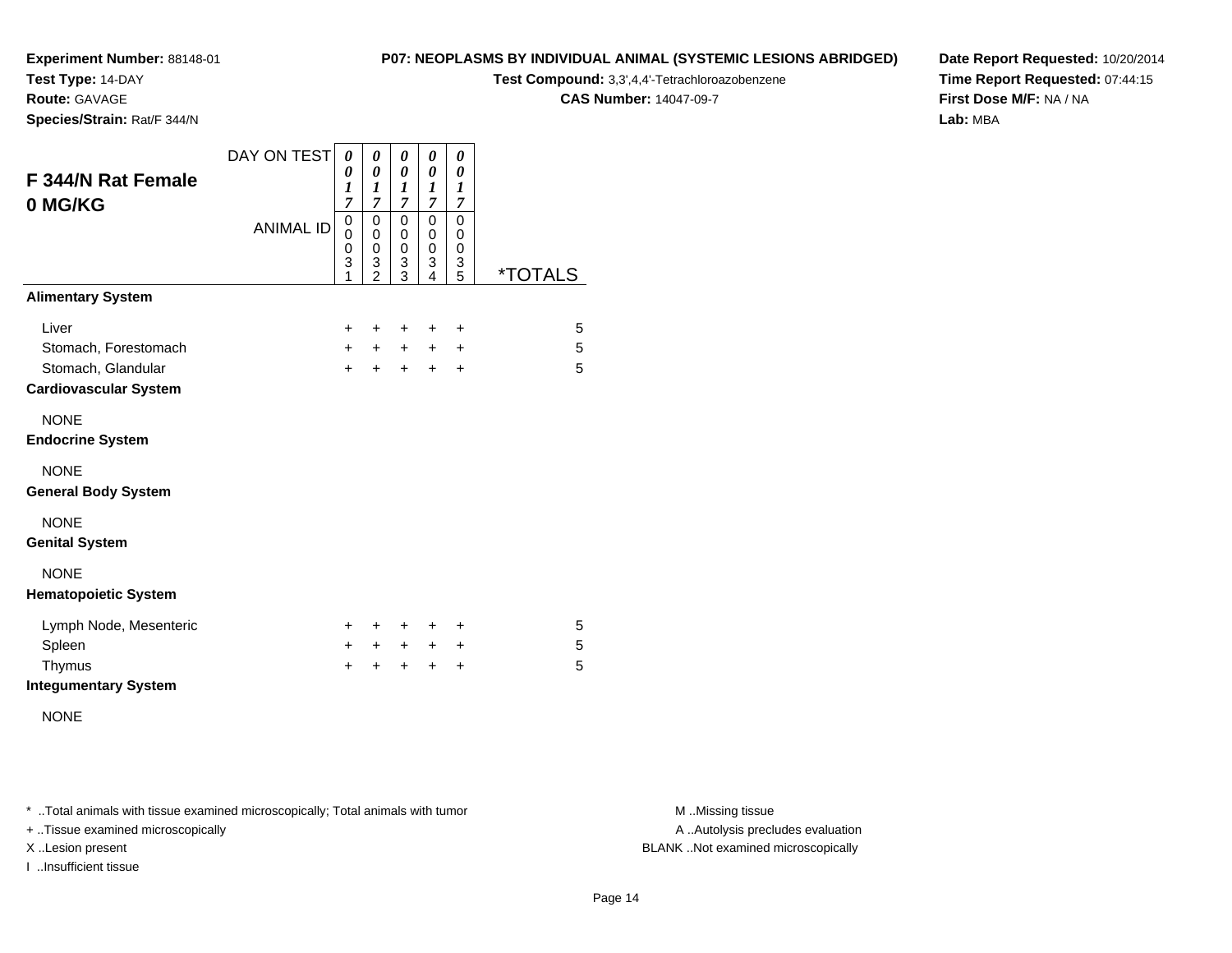**Experiment Number:** 88148-01
**Test Type:** 14-DAY
**Route:** GAVAGE
**Species/Strain:** Rat/F 344/N

**P07: NEOPLASMS BY INDIVIDUAL ANIMAL (SYSTEMIC LESIONS ABRIDGED)**
**Test Compound:** 3,3',4,4'-Tetrachloroazobenzene
**CAS Number:** 14047-09-7

**Date Report Requested:** 10/20/2014
**Time Report Requested:** 07:44:15
**First Dose M/F:** NA / NA
**Lab:** MBA

## F 344/N Rat Female 0 MG/KG

| DAY ON TEST | 0017 | 0017 | 0017 | 0017 | 0017 | |
|---|---|---|---|---|---|---|
| ANIMAL ID | 00031 | 00032 | 00033 | 00034 | 00035 | *TOTALS |
| **Alimentary System** | | | | | | |
| Liver | + | + | + | + | + | 5 |
| Stomach, Forestomach | + | + | + | + | + | 5 |
| Stomach, Glandular | + | + | + | + | + | 5 |
| **Cardiovascular System** | | | | | | |
| NONE | | | | | | |
| **Endocrine System** | | | | | | |
| NONE | | | | | | |
| **General Body System** | | | | | | |
| NONE | | | | | | |
| **Genital System** | | | | | | |
| NONE | | | | | | |
| **Hematopoietic System** | | | | | | |
| Lymph Node, Mesenteric | + | + | + | + | + | 5 |
| Spleen | + | + | + | + | + | 5 |
| Thymus | + | + | + | + | + | 5 |
| **Integumentary System** | | | | | | |
| NONE | | | | | | |

* ..Total animals with tissue examined microscopically; Total animals with tumor
+ ..Tissue examined microscopically
X ..Lesion present
I ..Insufficient tissue

M ..Missing tissue
A ..Autolysis precludes evaluation
BLANK ..Not examined microscopically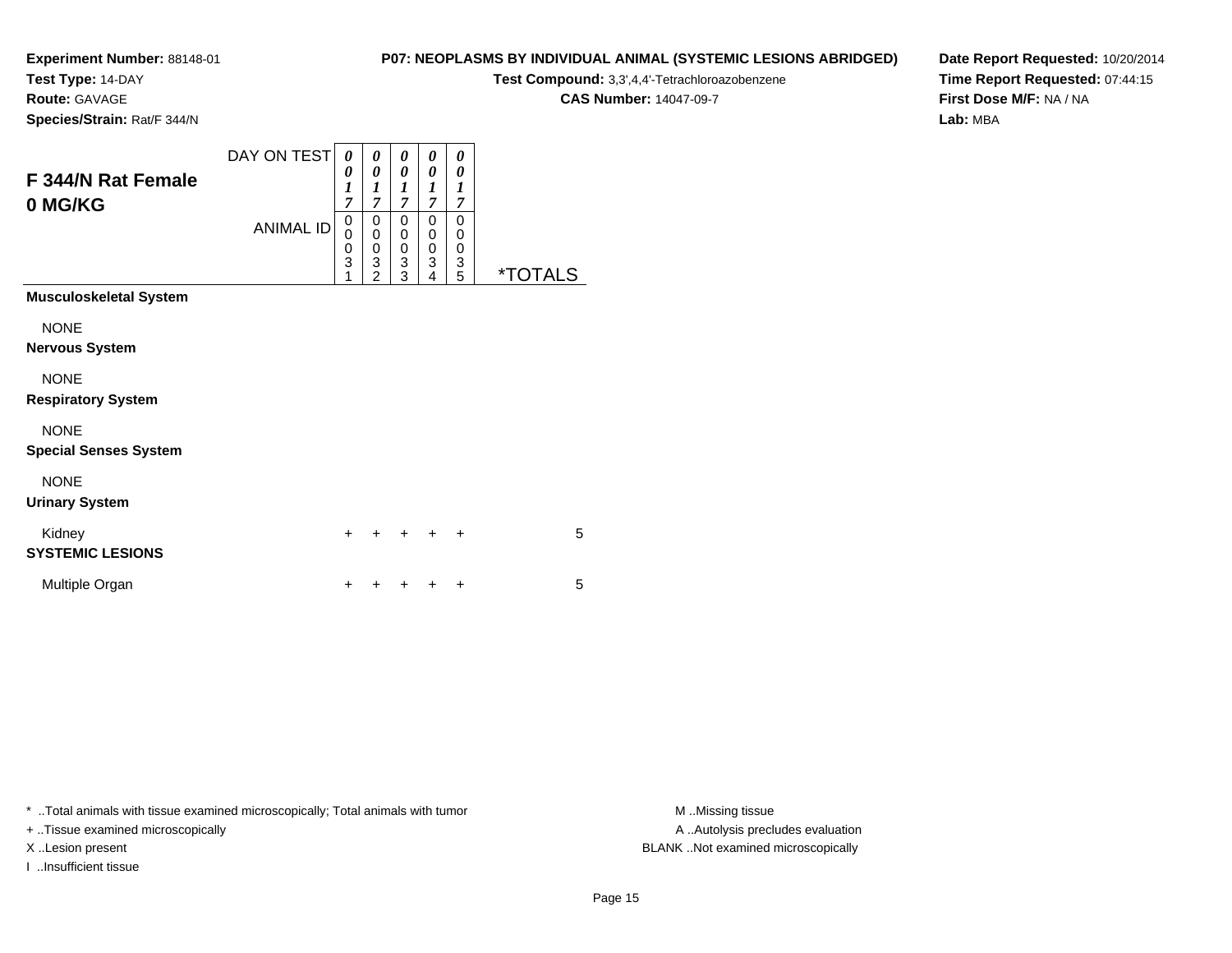**Experiment Number:** 88148-01
**Test Type:** 14-DAY
**Route:** GAVAGE
**Species/Strain:** Rat/F 344/N

**P07: NEOPLASMS BY INDIVIDUAL ANIMAL (SYSTEMIC LESIONS ABRIDGED)**
**Test Compound:** 3,3',4,4'-Tetrachloroazobenzene
**CAS Number:** 14047-09-7

**Date Report Requested:** 10/20/2014
**Time Report Requested:** 07:44:15
**First Dose M/F:** NA / NA
**Lab:** MBA

## F 344/N Rat Female 0 MG/KG

| DAY ON TEST | 0017 | 0017 | 0017 | 0017 | 0017 | |
|---|---|---|---|---|---|---|
| ANIMAL ID | 00031 | 00032 | 00033 | 00034 | 00035 | *TOTALS |
| **Musculoskeletal System** | | | | | | |
| NONE | | | | | | |
| **Nervous System** | | | | | | |
| NONE | | | | | | |
| **Respiratory System** | | | | | | |
| NONE | | | | | | |
| **Special Senses System** | | | | | | |
| NONE | | | | | | |
| **Urinary System** | | | | | | |
| Kidney | + | + | + | + | + | 5 |
| **SYSTEMIC LESIONS** | | | | | | |
| Multiple Organ | + | + | + | + | + | 5 |

* ..Total animals with tissue examined microscopically; Total animals with tumor
+ ..Tissue examined microscopically
X ..Lesion present
I ..Insufficient tissue

M ..Missing tissue
A ..Autolysis precludes evaluation
BLANK ..Not examined microscopically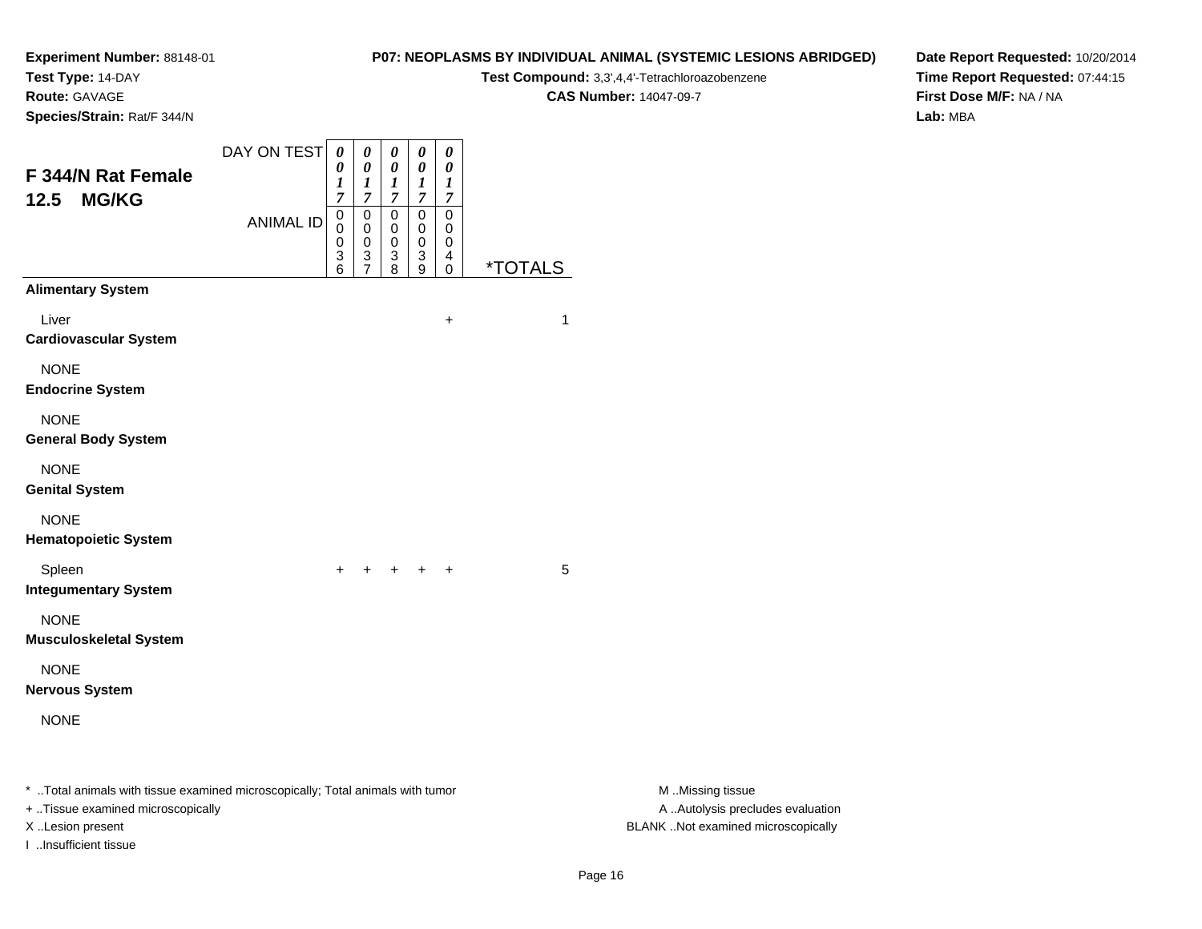**Experiment Number:** 88148-01
**Test Type:** 14-DAY
**Route:** GAVAGE
**Species/Strain:** Rat/F 344/N

**P07: NEOPLASMS BY INDIVIDUAL ANIMAL (SYSTEMIC LESIONS ABRIDGED)**
**Test Compound:** 3,3',4,4'-Tetrachloroazobenzene
**CAS Number:** 14047-09-7

**Date Report Requested:** 10/20/2014
**Time Report Requested:** 07:44:15
**First Dose M/F:** NA / NA
**Lab:** MBA

## F 344/N Rat Female 12.5 MG/KG

| DAY ON TEST | 0017 | 0017 | 0017 | 0017 | 0017 | |
|---|---|---|---|---|---|---|
| ANIMAL ID | 00036 | 00037 | 00038 | 00039 | 00040 | *TOTALS |
| **Alimentary System** | | | | | | |
| Liver | | | | | + | 1 |
| **Cardiovascular System** | | | | | | |
| NONE | | | | | | |
| **Endocrine System** | | | | | | |
| NONE | | | | | | |
| **General Body System** | | | | | | |
| NONE | | | | | | |
| **Genital System** | | | | | | |
| NONE | | | | | | |
| **Hematopoietic System** | | | | | | |
| Spleen | + | + | + | + | + | 5 |
| **Integumentary System** | | | | | | |
| NONE | | | | | | |
| **Musculoskeletal System** | | | | | | |
| NONE | | | | | | |
| **Nervous System** | | | | | | |
| NONE | | | | | | |

* ..Total animals with tissue examined microscopically; Total animals with tumor
+ ..Tissue examined microscopically
X ..Lesion present
I ..Insufficient tissue

M ..Missing tissue
A ..Autolysis precludes evaluation
BLANK ..Not examined microscopically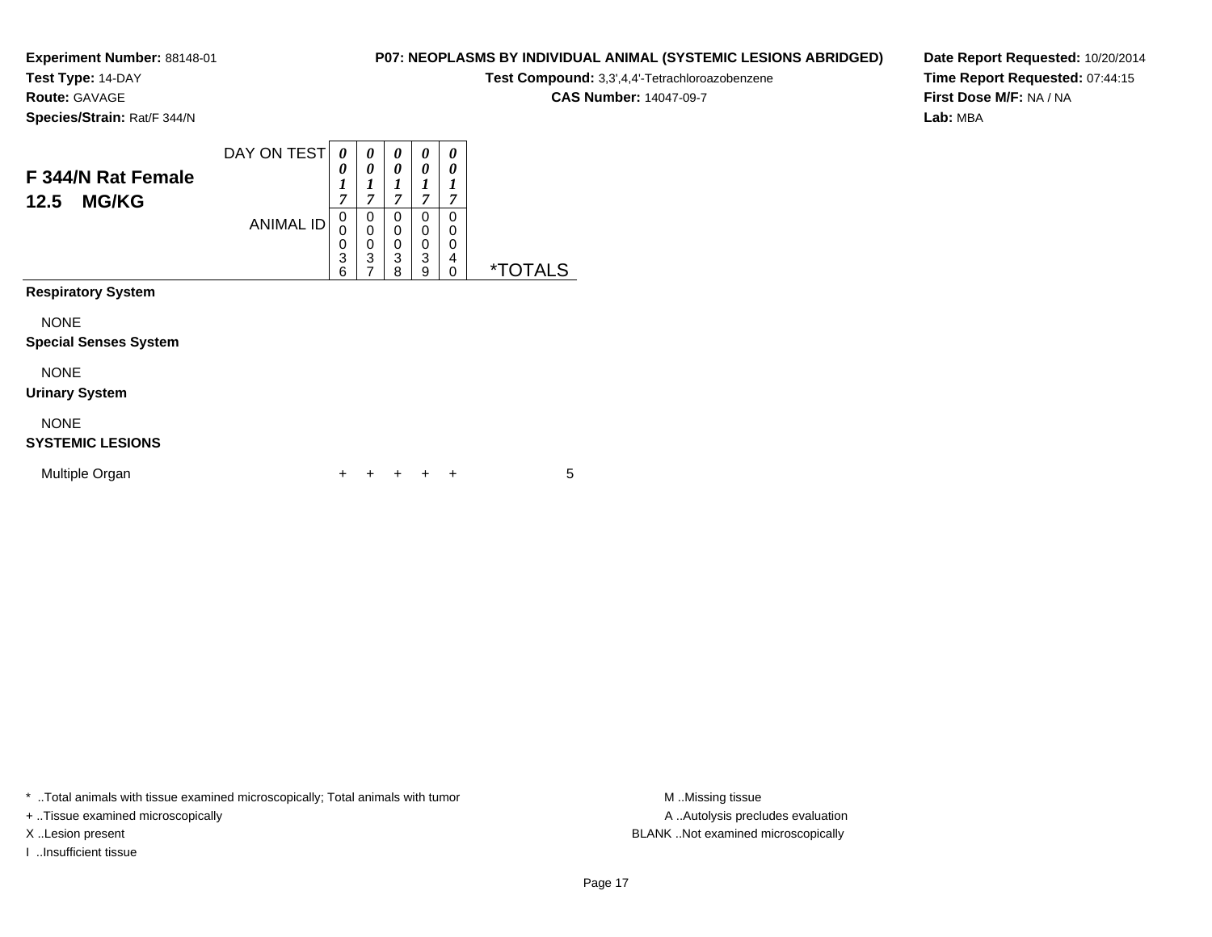**Experiment Number:** 88148-01
**Test Type:** 14-DAY
**Route:** GAVAGE
**Species/Strain:** Rat/F 344/N

**P07: NEOPLASMS BY INDIVIDUAL ANIMAL (SYSTEMIC LESIONS ABRIDGED)**
**Test Compound:** 3,3',4,4'-Tetrachloroazobenzene
**CAS Number:** 14047-09-7

**Date Report Requested:** 10/20/2014
**Time Report Requested:** 07:44:15
**First Dose M/F:** NA / NA
**Lab:** MBA

## F 344/N Rat Female 12.5 MG/KG

| DAY ON TEST | 0017 | 0017 | 0017 | 0017 | 0017 | |
|---|---|---|---|---|---|---|
| ANIMAL ID | 00036 | 00037 | 00038 | 00039 | 00040 | *TOTALS |
| **Respiratory System** | | | | | | |
| NONE | | | | | | |
| **Special Senses System** | | | | | | |
| NONE | | | | | | |
| **Urinary System** | | | | | | |
| NONE | | | | | | |
| **SYSTEMIC LESIONS** | | | | | | |
| Multiple Organ | + | + | + | + | + | 5 |

* ..Total animals with tissue examined microscopically; Total animals with tumor
+ ..Tissue examined microscopically
X ..Lesion present
I ..Insufficient tissue

M ..Missing tissue
A ..Autolysis precludes evaluation
BLANK ..Not examined microscopically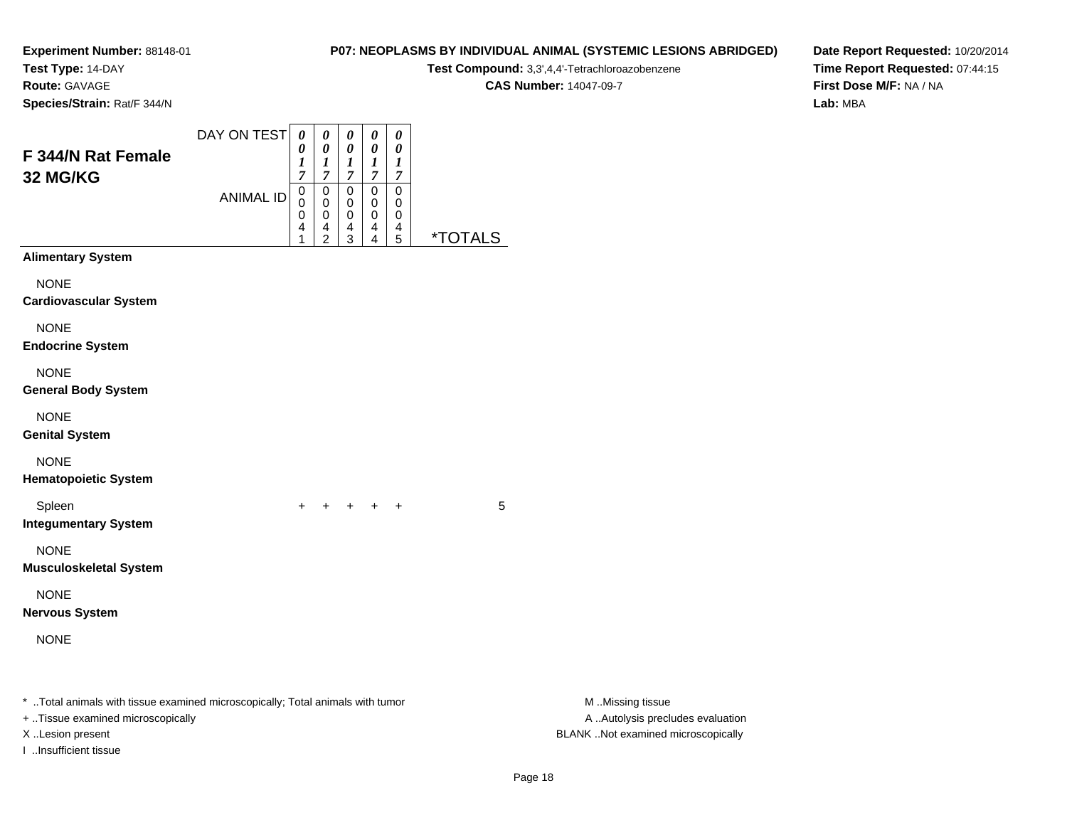**Experiment Number:** 88148-01
**Test Type:** 14-DAY
**Route:** GAVAGE
**Species/Strain:** Rat/F 344/N

**P07: NEOPLASMS BY INDIVIDUAL ANIMAL (SYSTEMIC LESIONS ABRIDGED)**
**Test Compound:** 3,3',4,4'-Tetrachloroazobenzene
**CAS Number:** 14047-09-7

**Date Report Requested:** 10/20/2014
**Time Report Requested:** 07:44:15
**First Dose M/F:** NA / NA
**Lab:** MBA

## F 344/N Rat Female 32 MG/KG

| DAY ON TEST | 0017 | 0017 | 0017 | 0017 | 0017 | |
|---|---|---|---|---|---|---|
| ANIMAL ID | 00041 | 00042 | 00043 | 00044 | 00045 | *TOTALS |
| **Alimentary System** | | | | | | |
| NONE | | | | | | |
| **Cardiovascular System** | | | | | | |
| NONE | | | | | | |
| **Endocrine System** | | | | | | |
| NONE | | | | | | |
| **General Body System** | | | | | | |
| NONE | | | | | | |
| **Genital System** | | | | | | |
| NONE | | | | | | |
| **Hematopoietic System** | | | | | | |
| Spleen | + | + | + | + | + | 5 |
| **Integumentary System** | | | | | | |
| NONE | | | | | | |
| **Musculoskeletal System** | | | | | | |
| NONE | | | | | | |
| **Nervous System** | | | | | | |
| NONE | | | | | | |

* ..Total animals with tissue examined microscopically; Total animals with tumor
+ ..Tissue examined microscopically
X ..Lesion present
I ..Insufficient tissue

M ..Missing tissue
A ..Autolysis precludes evaluation
BLANK ..Not examined microscopically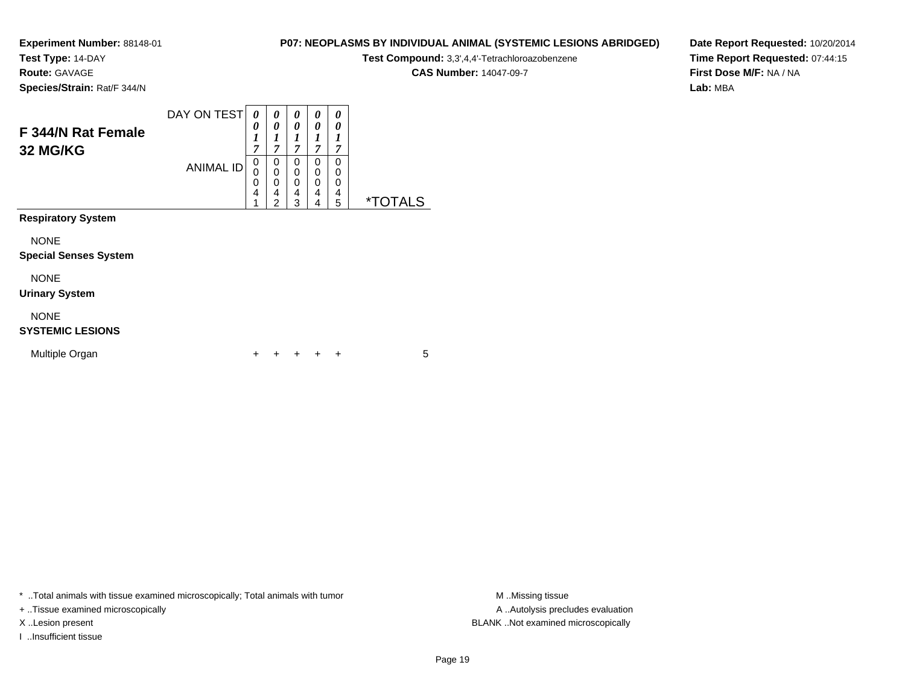**Experiment Number:** 88148-01
**Test Type:** 14-DAY
**Route:** GAVAGE
**Species/Strain:** Rat/F 344/N

**P07: NEOPLASMS BY INDIVIDUAL ANIMAL (SYSTEMIC LESIONS ABRIDGED)**
**Test Compound:** 3,3',4,4'-Tetrachloroazobenzene
**CAS Number:** 14047-09-7

**Date Report Requested:** 10/20/2014
**Time Report Requested:** 07:44:15
**First Dose M/F:** NA / NA
**Lab:** MBA

## F 344/N Rat Female 32 MG/KG

| | | | | | | |
|---|---|---|---|---|---|---|
| DAY ON TEST | 0017 | 0017 | 0017 | 0017 | 0017 | |
| ANIMAL ID | 00041 | 00042 | 00043 | 00044 | 00045 | *TOTALS |
| **Respiratory System** | | | | | | |
| NONE | | | | | | |
| **Special Senses System** | | | | | | |
| NONE | | | | | | |
| **Urinary System** | | | | | | |
| NONE | | | | | | |
| **SYSTEMIC LESIONS** | | | | | | |
| Multiple Organ | + | + | + | + | + | 5 |

* ..Total animals with tissue examined microscopically; Total animals with tumor
+ ..Tissue examined microscopically
X ..Lesion present
I ..Insufficient tissue

M ..Missing tissue
A ..Autolysis precludes evaluation
BLANK ..Not examined microscopically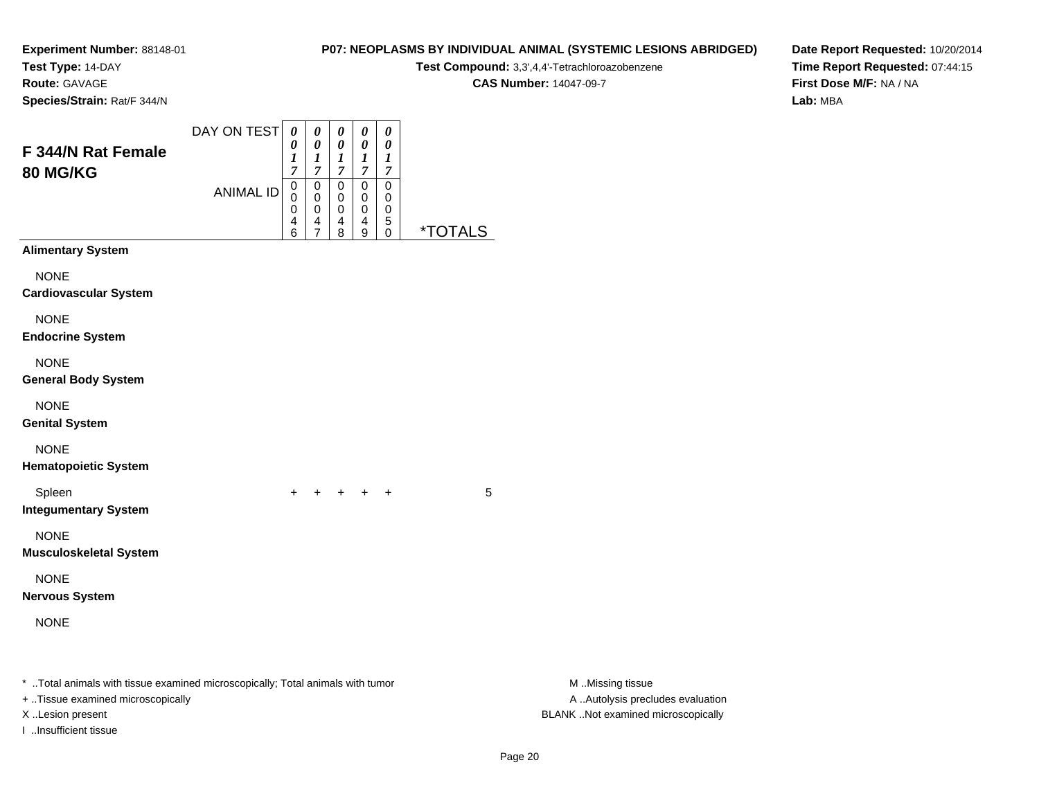**Experiment Number:** 88148-01
**Test Type:** 14-DAY
**Route:** GAVAGE
**Species/Strain:** Rat/F 344/N

**P07: NEOPLASMS BY INDIVIDUAL ANIMAL (SYSTEMIC LESIONS ABRIDGED)**
**Test Compound:** 3,3',4,4'-Tetrachloroazobenzene
**CAS Number:** 14047-09-7

**Date Report Requested:** 10/20/2014
**Time Report Requested:** 07:44:15
**First Dose M/F:** NA / NA
**Lab:** MBA

## F 344/N Rat Female 80 MG/KG

| DAY ON TEST | 0017 | 0017 | 0017 | 0017 | 0017 | |
|---|---|---|---|---|---|---|
| **ANIMAL ID** | 00046 | 00047 | 00048 | 00049 | 00050 | ***TOTALS** |
| **Alimentary System** | | | | | | |
| NONE | | | | | | |
| **Cardiovascular System** | | | | | | |
| NONE | | | | | | |
| **Endocrine System** | | | | | | |
| NONE | | | | | | |
| **General Body System** | | | | | | |
| NONE | | | | | | |
| **Genital System** | | | | | | |
| NONE | | | | | | |
| **Hematopoietic System** | | | | | | |
| Spleen | + | + | + | + | + | 5 |
| **Integumentary System** | | | | | | |
| NONE | | | | | | |
| **Musculoskeletal System** | | | | | | |
| NONE | | | | | | |
| **Nervous System** | | | | | | |
| NONE | | | | | | |

* ..Total animals with tissue examined microscopically; Total animals with tumor
+ ..Tissue examined microscopically
X ..Lesion present
I ..Insufficient tissue

M ..Missing tissue
A ..Autolysis precludes evaluation
BLANK ..Not examined microscopically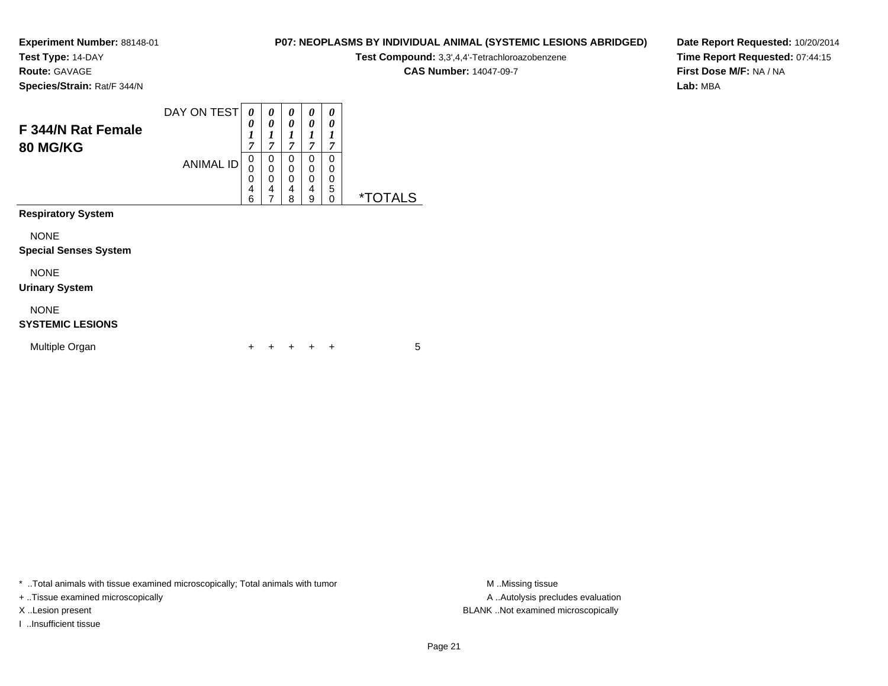**Experiment Number:** 88148-01
**Test Type:** 14-DAY
**Route:** GAVAGE
**Species/Strain:** Rat/F 344/N

**P07: NEOPLASMS BY INDIVIDUAL ANIMAL (SYSTEMIC LESIONS ABRIDGED)**
**Test Compound:** 3,3',4,4'-Tetrachloroazobenzene
**CAS Number:** 14047-09-7

**Date Report Requested:** 10/20/2014
**Time Report Requested:** 07:44:15
**First Dose M/F:** NA / NA
**Lab:** MBA

## F 344/N Rat Female 80 MG/KG

| DAY ON TEST | 0017 | 0017 | 0017 | 0017 | 0017 | |
|---|---|---|---|---|---|---|
| ANIMAL ID | 00046 | 00047 | 00048 | 00049 | 00050 | *TOTALS |
| **Respiratory System** | | | | | | |
| NONE | | | | | | |
| **Special Senses System** | | | | | | |
| NONE | | | | | | |
| **Urinary System** | | | | | | |
| NONE | | | | | | |
| **SYSTEMIC LESIONS** | | | | | | |
| Multiple Organ | + | + | + | + | + | 5 |

* ..Total animals with tissue examined microscopically; Total animals with tumor
+ ..Tissue examined microscopically
X ..Lesion present
I ..Insufficient tissue

M ..Missing tissue
A ..Autolysis precludes evaluation
BLANK ..Not examined microscopically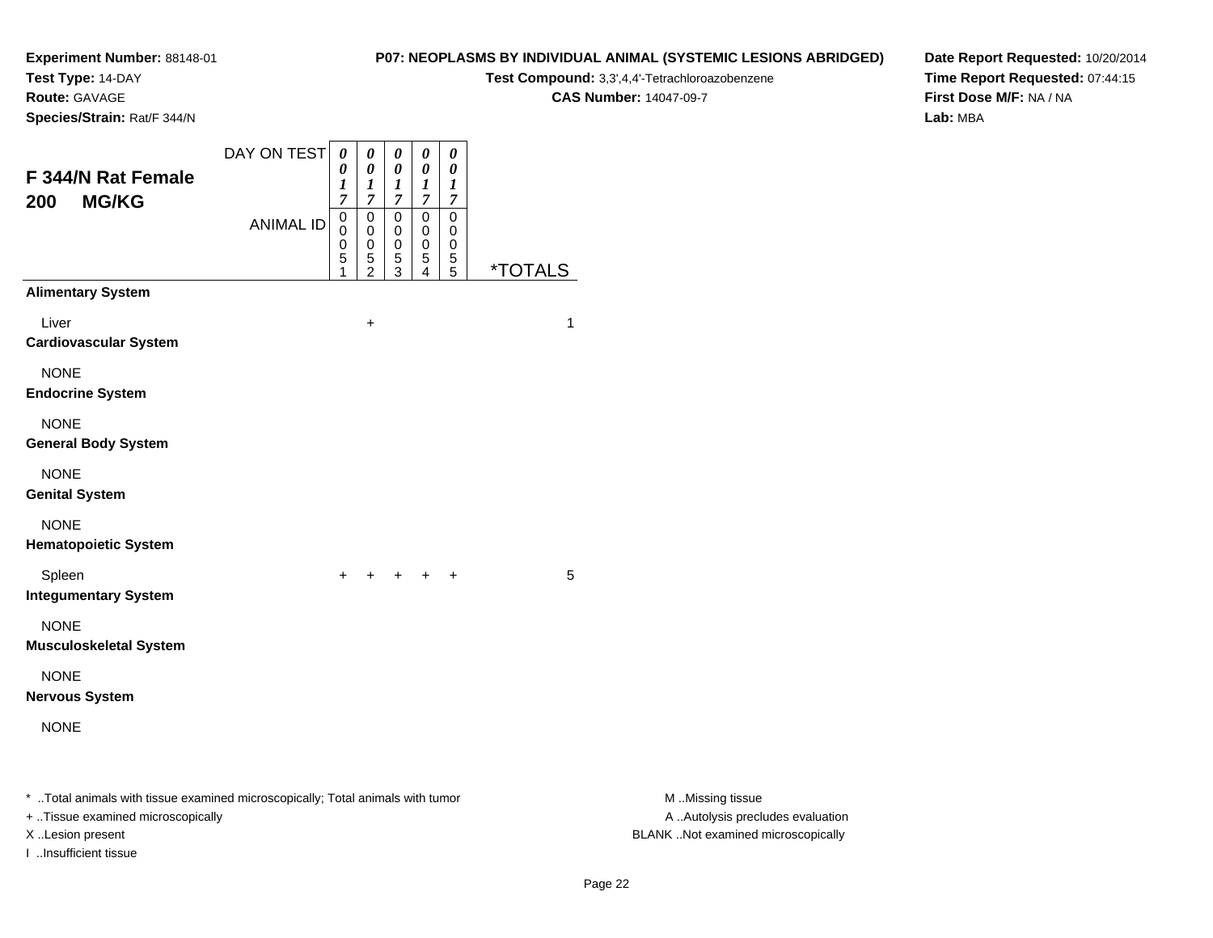**Experiment Number:** 88148-01
**Test Type:** 14-DAY
**Route:** GAVAGE
**Species/Strain:** Rat/F 344/N

**P07: NEOPLASMS BY INDIVIDUAL ANIMAL (SYSTEMIC LESIONS ABRIDGED)**
**Test Compound:** 3,3',4,4'-Tetrachloroazobenzene
**CAS Number:** 14047-09-7

**Date Report Requested:** 10/20/2014
**Time Report Requested:** 07:44:15
**First Dose M/F:** NA / NA
**Lab:** MBA

## F 344/N Rat Female 200 MG/KG

| DAY ON TEST | 0017 | 0017 | 0017 | 0017 | 0017 | |
|---|---|---|---|---|---|---|
| **ANIMAL ID** | 00051 | 00052 | 00053 | 00054 | 00055 | ***TOTALS** |
| **Alimentary System** | | | | | | |
| Liver | | + | | | | 1 |
| **Cardiovascular System** | | | | | | |
| NONE | | | | | | |
| **Endocrine System** | | | | | | |
| NONE | | | | | | |
| **General Body System** | | | | | | |
| NONE | | | | | | |
| **Genital System** | | | | | | |
| NONE | | | | | | |
| **Hematopoietic System** | | | | | | |
| Spleen | + | + | + | + | + | 5 |
| **Integumentary System** | | | | | | |
| NONE | | | | | | |
| **Musculoskeletal System** | | | | | | |
| NONE | | | | | | |
| **Nervous System** | | | | | | |
| NONE | | | | | | |

* ..Total animals with tissue examined microscopically; Total animals with tumor
+ ..Tissue examined microscopically
X ..Lesion present
I ..Insufficient tissue

M ..Missing tissue
A ..Autolysis precludes evaluation
BLANK ..Not examined microscopically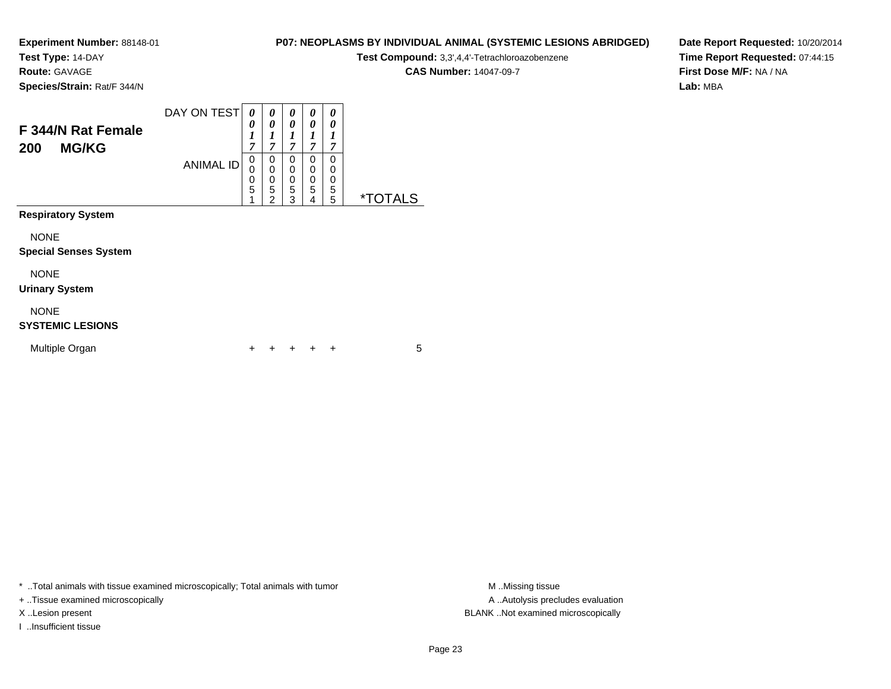**Experiment Number:** 88148-01
**Test Type:** 14-DAY
**Route:** GAVAGE
**Species/Strain:** Rat/F 344/N

**P07: NEOPLASMS BY INDIVIDUAL ANIMAL (SYSTEMIC LESIONS ABRIDGED)**
**Test Compound:** 3,3',4,4'-Tetrachloroazobenzene
**CAS Number:** 14047-09-7

**Date Report Requested:** 10/20/2014
**Time Report Requested:** 07:44:15
**First Dose M/F:** NA / NA
**Lab:** MBA

## F 344/N Rat Female 200 MG/KG

| DAY ON TEST | 0017 | 0017 | 0017 | 0017 | 0017 | |
|---|---|---|---|---|---|---|
| ANIMAL ID | 00051 | 00052 | 00053 | 00054 | 00055 | *TOTALS |
| **Respiratory System** | | | | | | |
| NONE | | | | | | |
| **Special Senses System** | | | | | | |
| NONE | | | | | | |
| **Urinary System** | | | | | | |
| NONE | | | | | | |
| **SYSTEMIC LESIONS** | | | | | | |
| Multiple Organ | + | + | + | + | + | 5 |

* ..Total animals with tissue examined microscopically; Total animals with tumor
+ ..Tissue examined microscopically
X ..Lesion present
I ..Insufficient tissue

M ..Missing tissue
A ..Autolysis precludes evaluation
BLANK ..Not examined microscopically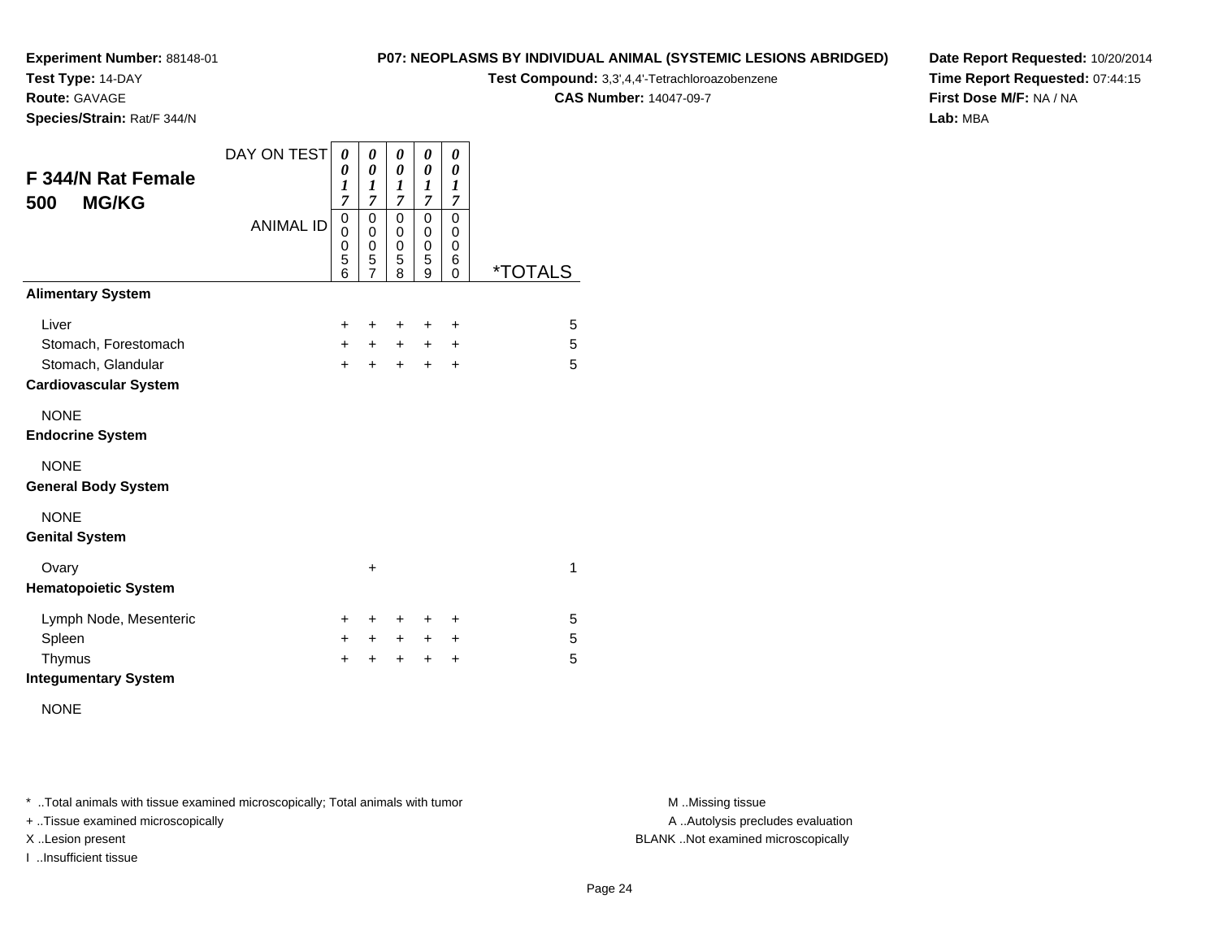**Experiment Number:** 88148-01
**Test Type:** 14-DAY
**Route:** GAVAGE
**Species/Strain:** Rat/F 344/N

**P07: NEOPLASMS BY INDIVIDUAL ANIMAL (SYSTEMIC LESIONS ABRIDGED)**
**Test Compound:** 3,3',4,4'-Tetrachloroazobenzene
**CAS Number:** 14047-09-7

**Date Report Requested:** 10/20/2014
**Time Report Requested:** 07:44:15
**First Dose M/F:** NA / NA
**Lab:** MBA

## F 344/N Rat Female 500 MG/KG

| DAY ON TEST | 0017 | 0017 | 0017 | 0017 | 0017 | |
|---|---|---|---|---|---|---|
| ANIMAL ID | 00056 | 00057 | 00058 | 00059 | 00060 | *TOTALS |
| **Alimentary System** | | | | | | |
| Liver | + | + | + | + | + | 5 |
| Stomach, Forestomach | + | + | + | + | + | 5 |
| Stomach, Glandular | + | + | + | + | + | 5 |
| **Cardiovascular System** | | | | | | |
| NONE | | | | | | |
| **Endocrine System** | | | | | | |
| NONE | | | | | | |
| **General Body System** | | | | | | |
| NONE | | | | | | |
| **Genital System** | | | | | | |
| Ovary | | + | | | | 1 |
| **Hematopoietic System** | | | | | | |
| Lymph Node, Mesenteric | + | + | + | + | + | 5 |
| Spleen | + | + | + | + | + | 5 |
| Thymus | + | + | + | + | + | 5 |
| **Integumentary System** | | | | | | |
| NONE | | | | | | |

* ..Total animals with tissue examined microscopically; Total animals with tumor
+ ..Tissue examined microscopically
X ..Lesion present
I ..Insufficient tissue

M ..Missing tissue
A ..Autolysis precludes evaluation
BLANK ..Not examined microscopically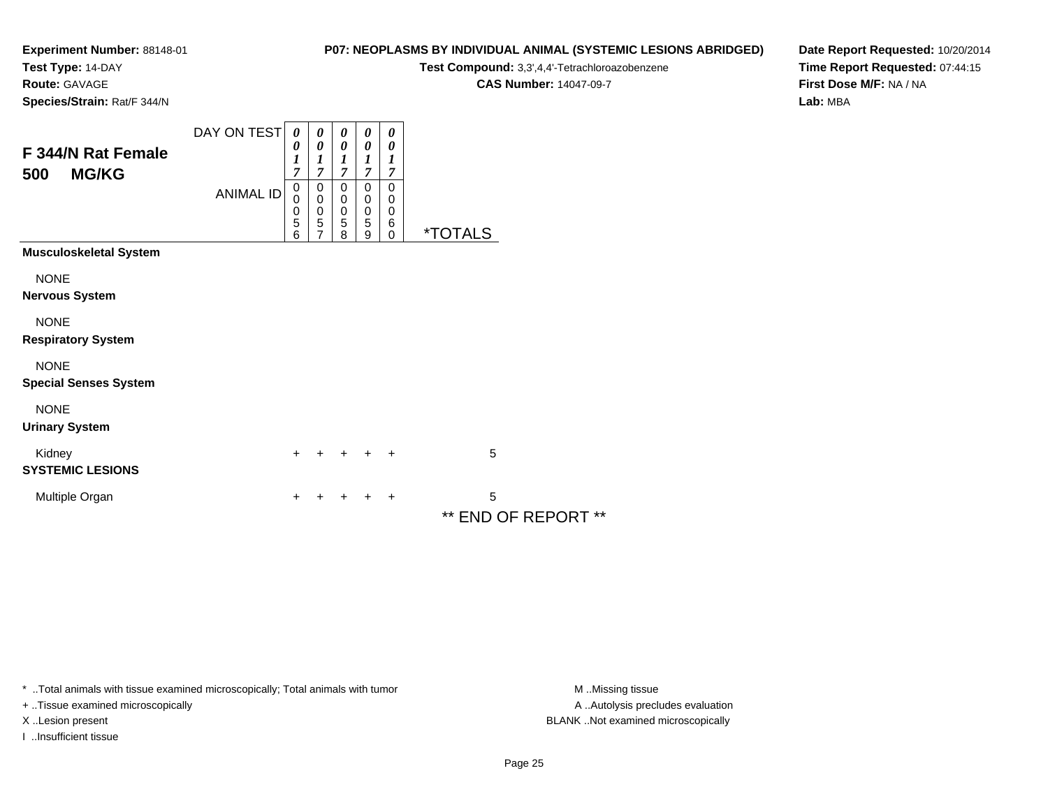**Experiment Number:** 88148-01
**Test Type:** 14-DAY
**Route:** GAVAGE
**Species/Strain:** Rat/F 344/N

**P07: NEOPLASMS BY INDIVIDUAL ANIMAL (SYSTEMIC LESIONS ABRIDGED)**
**Test Compound:** 3,3',4,4'-Tetrachloroazobenzene
**CAS Number:** 14047-09-7

**Date Report Requested:** 10/20/2014
**Time Report Requested:** 07:44:15
**First Dose M/F:** NA / NA
**Lab:** MBA

## F 344/N Rat Female 500 MG/KG

| DAY ON TEST | 0017 | 0017 | 0017 | 0017 | 0017 | |
|---|---|---|---|---|---|---|
| ANIMAL ID | 00056 | 00057 | 00058 | 00059 | 00060 | *TOTALS |
| **Musculoskeletal System** | | | | | | |
| NONE | | | | | | |
| **Nervous System** | | | | | | |
| NONE | | | | | | |
| **Respiratory System** | | | | | | |
| NONE | | | | | | |
| **Special Senses System** | | | | | | |
| NONE | | | | | | |
| **Urinary System** | | | | | | |
| Kidney | + | + | + | + | + | 5 |
| **SYSTEMIC LESIONS** | | | | | | |
| Multiple Organ | + | + | + | + | + | 5 |

** END OF REPORT **

* ..Total animals with tissue examined microscopically; Total animals with tumor
+ ..Tissue examined microscopically
X ..Lesion present
I ..Insufficient tissue

M ..Missing tissue
A ..Autolysis precludes evaluation
BLANK ..Not examined microscopically